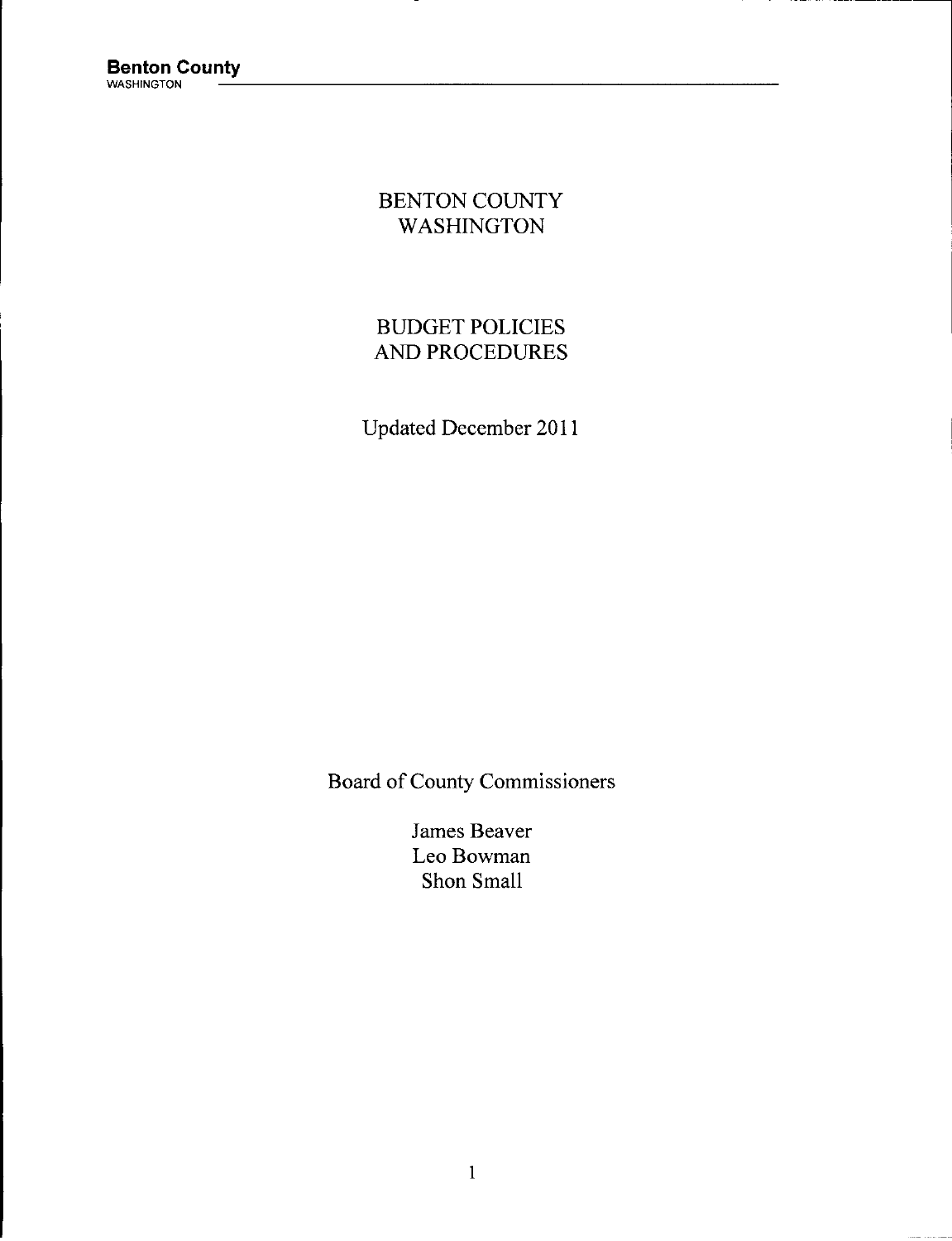# BENTON COUNTY WASHINGTON

# BUDGET POLICIES AND PROCEDURES

Updated December 2011

Board of County Commissioners

James Beaver
Leo Bowman
Shon Small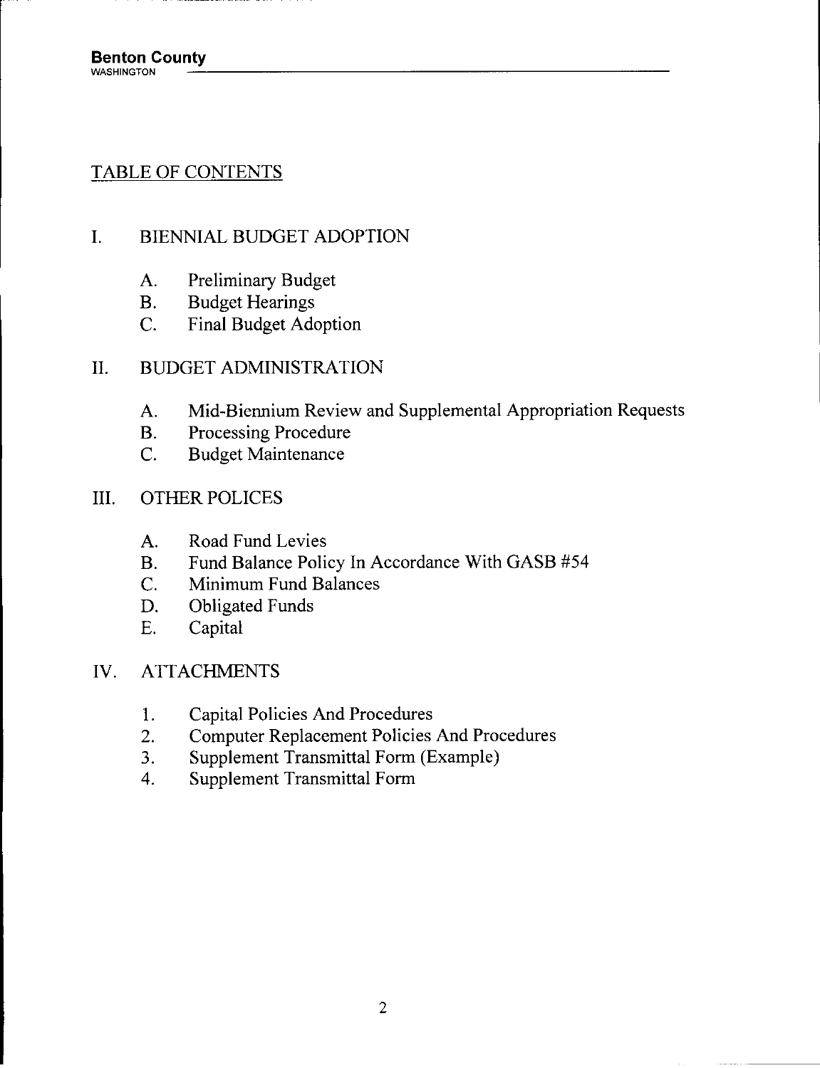## TABLE OF CONTENTS

I. BIENNIAL BUDGET ADOPTION

- A. Preliminary Budget
- B. Budget Hearings
- C. Final Budget Adoption

II. BUDGET ADMINISTRATION

- A. Mid-Biennium Review and Supplemental Appropriation Requests
- B. Processing Procedure
- C. Budget Maintenance

III. OTHER POLICES

- A. Road Fund Levies
- B. Fund Balance Policy In Accordance With GASB #54
- C. Minimum Fund Balances
- D. Obligated Funds
- E. Capital

IV. ATTACHMENTS

1. Capital Policies And Procedures
2. Computer Replacement Policies And Procedures
3. Supplement Transmittal Form (Example)
4. Supplement Transmittal Form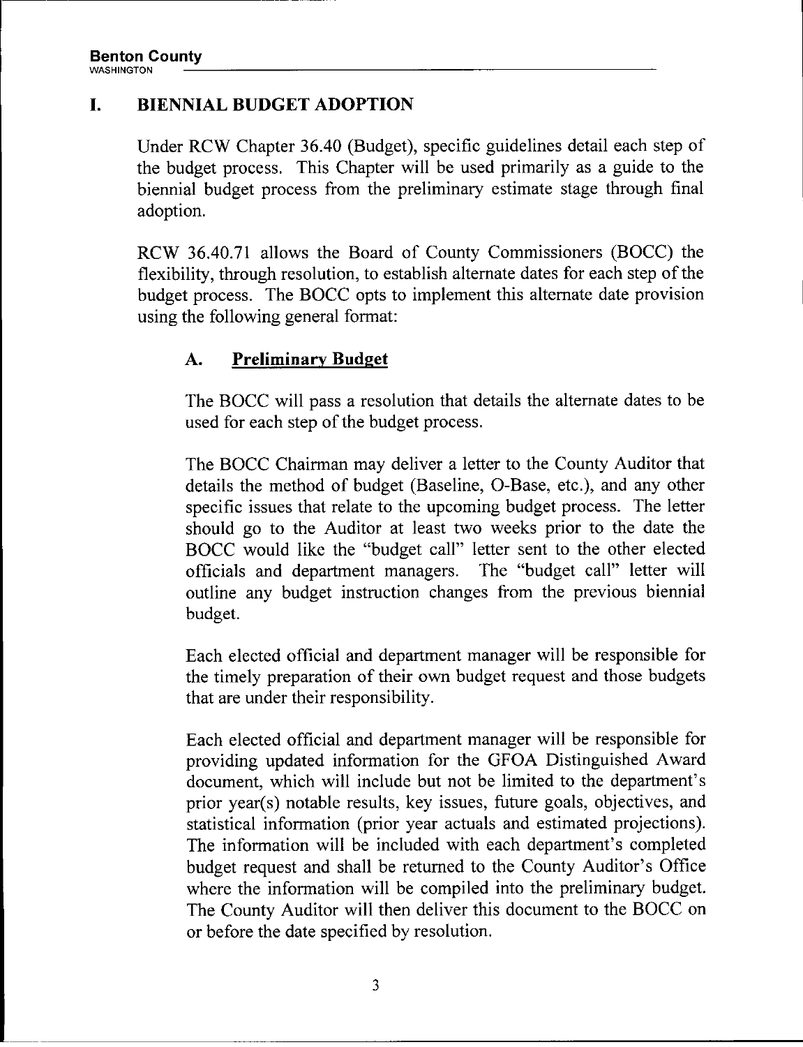# I. BIENNIAL BUDGET ADOPTION

Under RCW Chapter 36.40 (Budget), specific guidelines detail each step of the budget process. This Chapter will be used primarily as a guide to the biennial budget process from the preliminary estimate stage through final adoption.

RCW 36.40.71 allows the Board of County Commissioners (BOCC) the flexibility, through resolution, to establish alternate dates for each step of the budget process. The BOCC opts to implement this alternate date provision using the following general format:

## A. Preliminary Budget

The BOCC will pass a resolution that details the alternate dates to be used for each step of the budget process.

The BOCC Chairman may deliver a letter to the County Auditor that details the method of budget (Baseline, O-Base, etc.), and any other specific issues that relate to the upcoming budget process. The letter should go to the Auditor at least two weeks prior to the date the BOCC would like the "budget call" letter sent to the other elected officials and department managers. The "budget call" letter will outline any budget instruction changes from the previous biennial budget.

Each elected official and department manager will be responsible for the timely preparation of their own budget request and those budgets that are under their responsibility.

Each elected official and department manager will be responsible for providing updated information for the GFOA Distinguished Award document, which will include but not be limited to the department's prior year(s) notable results, key issues, future goals, objectives, and statistical information (prior year actuals and estimated projections). The information will be included with each department's completed budget request and shall be returned to the County Auditor's Office where the information will be compiled into the preliminary budget. The County Auditor will then deliver this document to the BOCC on or before the date specified by resolution.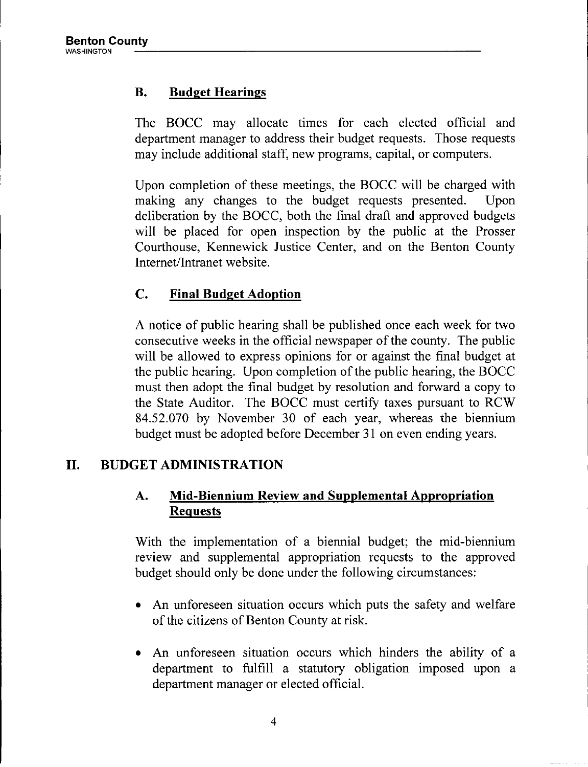### B. Budget Hearings

The BOCC may allocate times for each elected official and department manager to address their budget requests. Those requests may include additional staff, new programs, capital, or computers.

Upon completion of these meetings, the BOCC will be charged with making any changes to the budget requests presented. Upon deliberation by the BOCC, both the final draft and approved budgets will be placed for open inspection by the public at the Prosser Courthouse, Kennewick Justice Center, and on the Benton County Internet/Intranet website.

### C. Final Budget Adoption

A notice of public hearing shall be published once each week for two consecutive weeks in the official newspaper of the county. The public will be allowed to express opinions for or against the final budget at the public hearing. Upon completion of the public hearing, the BOCC must then adopt the final budget by resolution and forward a copy to the State Auditor. The BOCC must certify taxes pursuant to RCW 84.52.070 by November 30 of each year, whereas the biennium budget must be adopted before December 31 on even ending years.

## II. BUDGET ADMINISTRATION

### A. Mid-Biennium Review and Supplemental Appropriation Requests

With the implementation of a biennial budget; the mid-biennium review and supplemental appropriation requests to the approved budget should only be done under the following circumstances:

- An unforeseen situation occurs which puts the safety and welfare of the citizens of Benton County at risk.
- An unforeseen situation occurs which hinders the ability of a department to fulfill a statutory obligation imposed upon a department manager or elected official.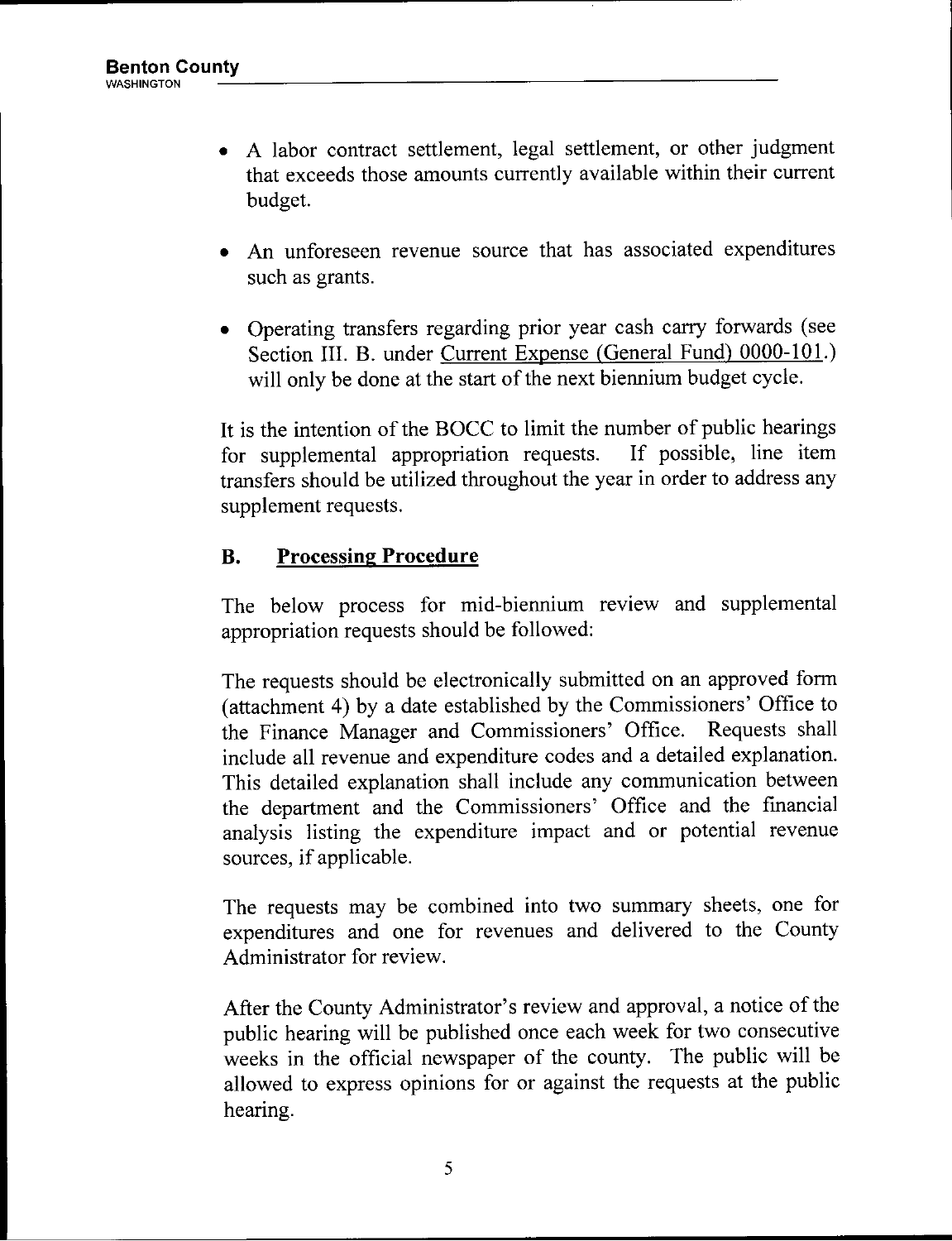- A labor contract settlement, legal settlement, or other judgment that exceeds those amounts currently available within their current budget.

- An unforeseen revenue source that has associated expenditures such as grants.

- Operating transfers regarding prior year cash carry forwards (see Section III. B. under Current Expense (General Fund) 0000-101.) will only be done at the start of the next biennium budget cycle.

It is the intention of the BOCC to limit the number of public hearings for supplemental appropriation requests. If possible, line item transfers should be utilized throughout the year in order to address any supplement requests.

### B. Processing Procedure

The below process for mid-biennium review and supplemental appropriation requests should be followed:

The requests should be electronically submitted on an approved form (attachment 4) by a date established by the Commissioners' Office to the Finance Manager and Commissioners' Office. Requests shall include all revenue and expenditure codes and a detailed explanation. This detailed explanation shall include any communication between the department and the Commissioners' Office and the financial analysis listing the expenditure impact and or potential revenue sources, if applicable.

The requests may be combined into two summary sheets, one for expenditures and one for revenues and delivered to the County Administrator for review.

After the County Administrator's review and approval, a notice of the public hearing will be published once each week for two consecutive weeks in the official newspaper of the county. The public will be allowed to express opinions for or against the requests at the public hearing.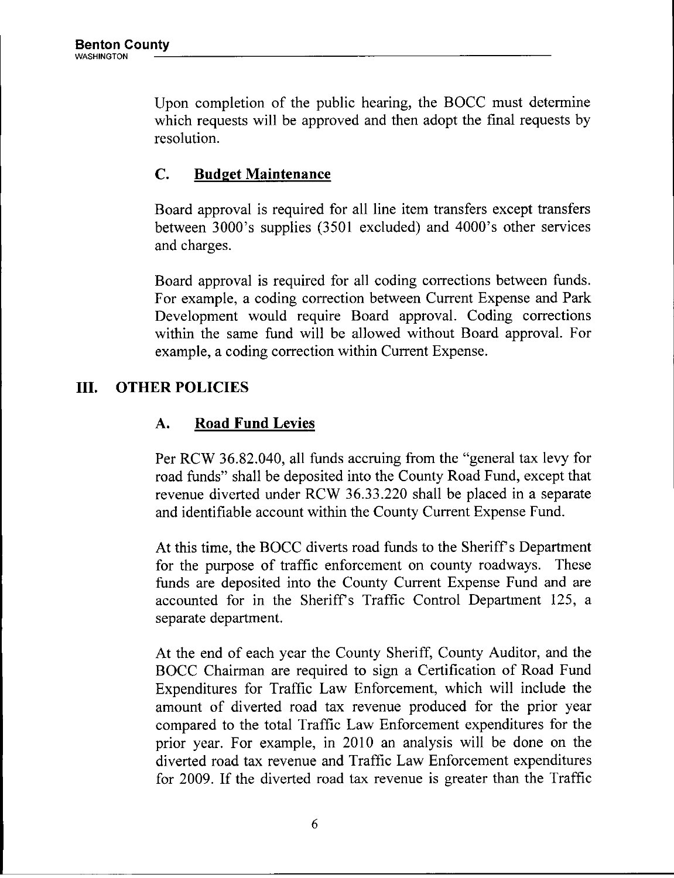Upon completion of the public hearing, the BOCC must determine which requests will be approved and then adopt the final requests by resolution.

### C. Budget Maintenance

Board approval is required for all line item transfers except transfers between 3000's supplies (3501 excluded) and 4000's other services and charges.

Board approval is required for all coding corrections between funds. For example, a coding correction between Current Expense and Park Development would require Board approval. Coding corrections within the same fund will be allowed without Board approval. For example, a coding correction within Current Expense.

## III. OTHER POLICIES

### A. Road Fund Levies

Per RCW 36.82.040, all funds accruing from the "general tax levy for road funds" shall be deposited into the County Road Fund, except that revenue diverted under RCW 36.33.220 shall be placed in a separate and identifiable account within the County Current Expense Fund.

At this time, the BOCC diverts road funds to the Sheriff's Department for the purpose of traffic enforcement on county roadways. These funds are deposited into the County Current Expense Fund and are accounted for in the Sheriff's Traffic Control Department 125, a separate department.

At the end of each year the County Sheriff, County Auditor, and the BOCC Chairman are required to sign a Certification of Road Fund Expenditures for Traffic Law Enforcement, which will include the amount of diverted road tax revenue produced for the prior year compared to the total Traffic Law Enforcement expenditures for the prior year. For example, in 2010 an analysis will be done on the diverted road tax revenue and Traffic Law Enforcement expenditures for 2009. If the diverted road tax revenue is greater than the Traffic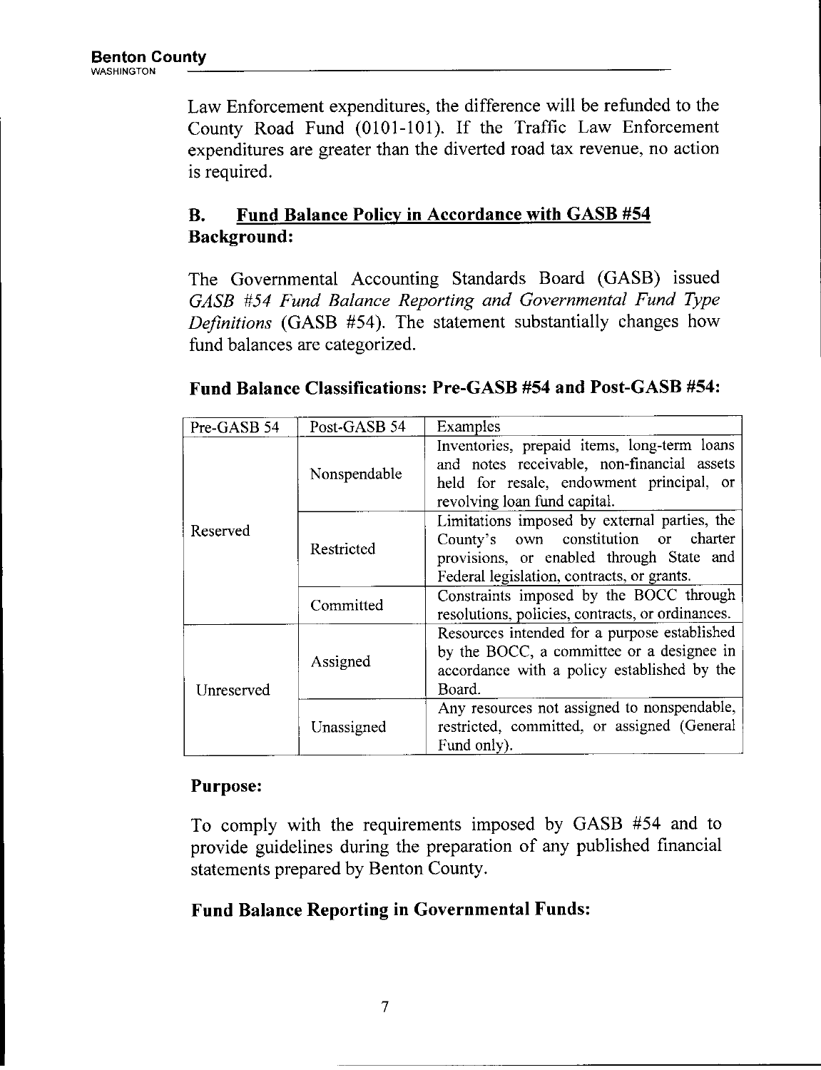Law Enforcement expenditures, the difference will be refunded to the County Road Fund (0101-101). If the Traffic Law Enforcement expenditures are greater than the diverted road tax revenue, no action is required.

## B. Fund Balance Policy in Accordance with GASB #54

### Background:

The Governmental Accounting Standards Board (GASB) issued *GASB #54 Fund Balance Reporting and Governmental Fund Type Definitions* (GASB #54). The statement substantially changes how fund balances are categorized.

### Fund Balance Classifications: Pre-GASB #54 and Post-GASB #54:

| Pre-GASB 54 | Post-GASB 54 | Examples |
|---|---|---|
| Reserved | Nonspendable | Inventories, prepaid items, long-term loans and notes receivable, non-financial assets held for resale, endowment principal, or revolving loan fund capital. |
| | Restricted | Limitations imposed by external parties, the County's own constitution or charter provisions, or enabled through State and Federal legislation, contracts, or grants. |
| | Committed | Constraints imposed by the BOCC through resolutions, policies, contracts, or ordinances. |
| Unreserved | Assigned | Resources intended for a purpose established by the BOCC, a committee or a designee in accordance with a policy established by the Board. |
| | Unassigned | Any resources not assigned to nonspendable, restricted, committed, or assigned (General Fund only). |

### Purpose:

To comply with the requirements imposed by GASB #54 and to provide guidelines during the preparation of any published financial statements prepared by Benton County.

### Fund Balance Reporting in Governmental Funds: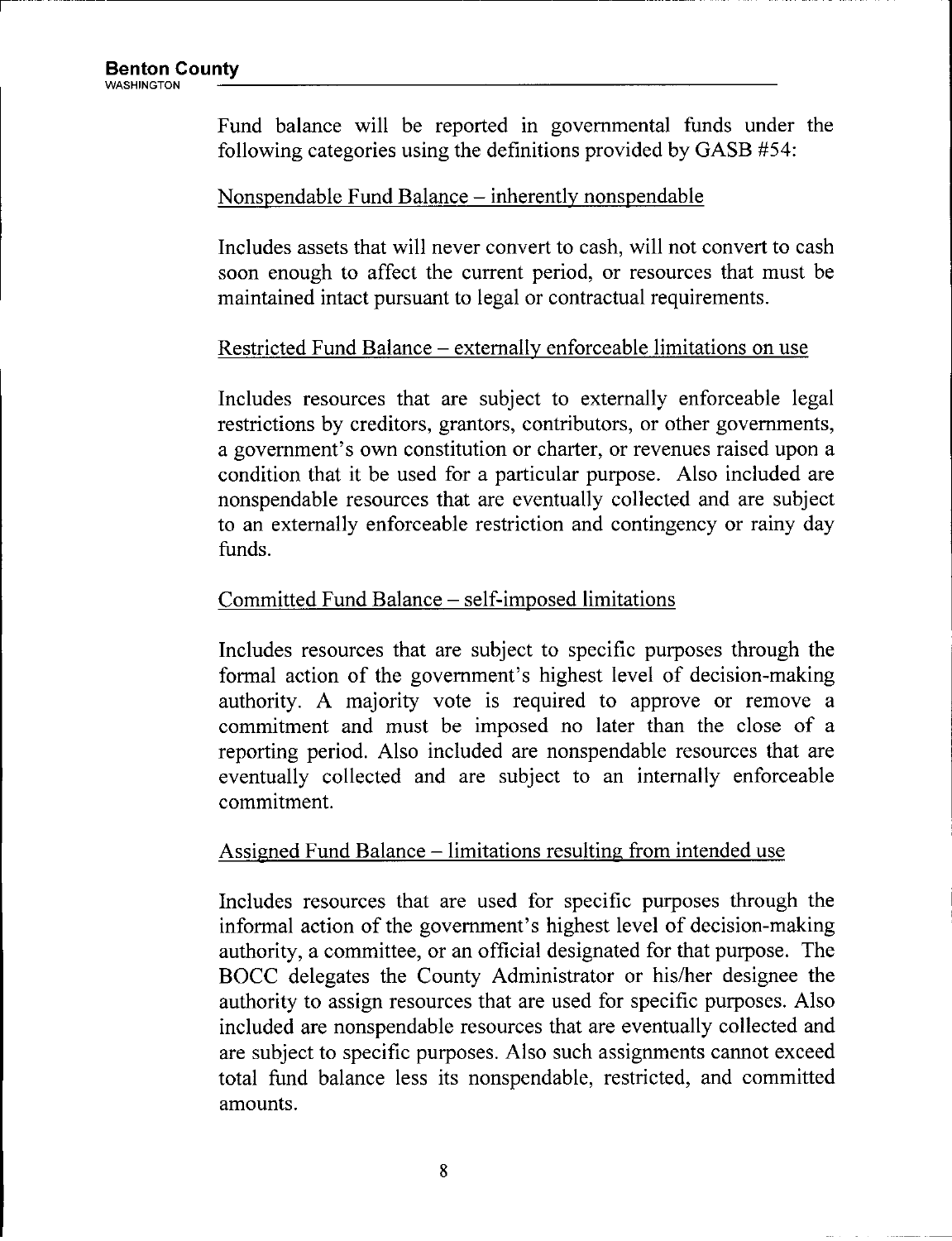Fund balance will be reported in governmental funds under the following categories using the definitions provided by GASB #54:

Nonspendable Fund Balance – inherently nonspendable

Includes assets that will never convert to cash, will not convert to cash soon enough to affect the current period, or resources that must be maintained intact pursuant to legal or contractual requirements.

Restricted Fund Balance – externally enforceable limitations on use

Includes resources that are subject to externally enforceable legal restrictions by creditors, grantors, contributors, or other governments, a government's own constitution or charter, or revenues raised upon a condition that it be used for a particular purpose. Also included are nonspendable resources that are eventually collected and are subject to an externally enforceable restriction and contingency or rainy day funds.

Committed Fund Balance – self-imposed limitations

Includes resources that are subject to specific purposes through the formal action of the government's highest level of decision-making authority. A majority vote is required to approve or remove a commitment and must be imposed no later than the close of a reporting period. Also included are nonspendable resources that are eventually collected and are subject to an internally enforceable commitment.

Assigned Fund Balance – limitations resulting from intended use

Includes resources that are used for specific purposes through the informal action of the government's highest level of decision-making authority, a committee, or an official designated for that purpose. The BOCC delegates the County Administrator or his/her designee the authority to assign resources that are used for specific purposes. Also included are nonspendable resources that are eventually collected and are subject to specific purposes. Also such assignments cannot exceed total fund balance less its nonspendable, restricted, and committed amounts.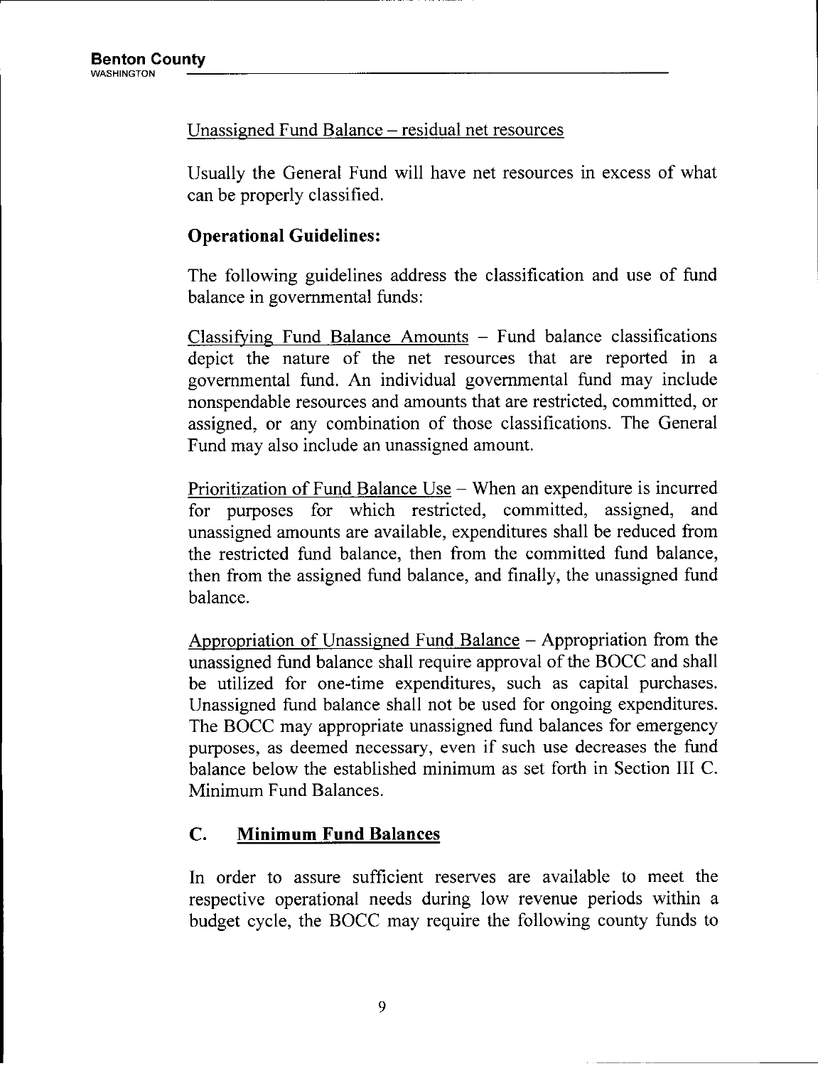Unassigned Fund Balance – residual net resources

Usually the General Fund will have net resources in excess of what can be properly classified.

**Operational Guidelines:**

The following guidelines address the classification and use of fund balance in governmental funds:

Classifying Fund Balance Amounts – Fund balance classifications depict the nature of the net resources that are reported in a governmental fund. An individual governmental fund may include nonspendable resources and amounts that are restricted, committed, or assigned, or any combination of those classifications. The General Fund may also include an unassigned amount.

Prioritization of Fund Balance Use – When an expenditure is incurred for purposes for which restricted, committed, assigned, and unassigned amounts are available, expenditures shall be reduced from the restricted fund balance, then from the committed fund balance, then from the assigned fund balance, and finally, the unassigned fund balance.

Appropriation of Unassigned Fund Balance – Appropriation from the unassigned fund balance shall require approval of the BOCC and shall be utilized for one-time expenditures, such as capital purchases. Unassigned fund balance shall not be used for ongoing expenditures. The BOCC may appropriate unassigned fund balances for emergency purposes, as deemed necessary, even if such use decreases the fund balance below the established minimum as set forth in Section III C. Minimum Fund Balances.

## C. Minimum Fund Balances

In order to assure sufficient reserves are available to meet the respective operational needs during low revenue periods within a budget cycle, the BOCC may require the following county funds to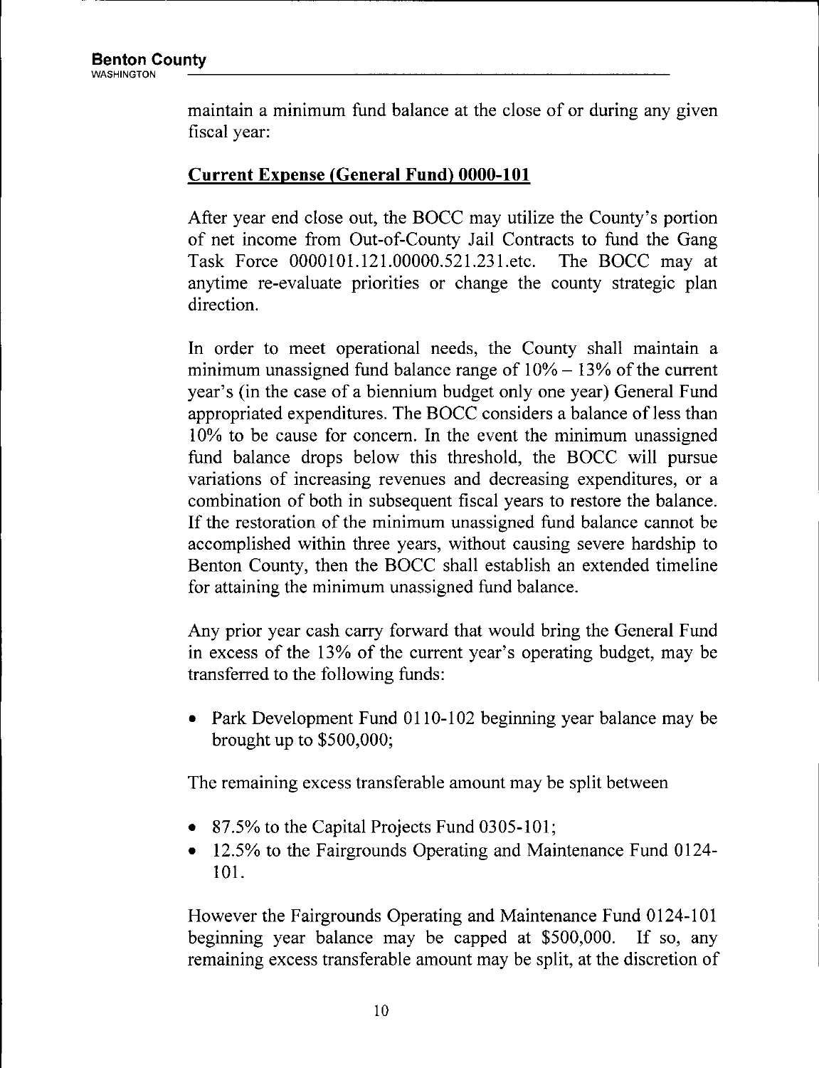maintain a minimum fund balance at the close of or during any given fiscal year:

## Current Expense (General Fund) 0000-101

After year end close out, the BOCC may utilize the County's portion of net income from Out-of-County Jail Contracts to fund the Gang Task Force 0000101.121.00000.521.231.etc. The BOCC may at anytime re-evaluate priorities or change the county strategic plan direction.

In order to meet operational needs, the County shall maintain a minimum unassigned fund balance range of 10% – 13% of the current year's (in the case of a biennium budget only one year) General Fund appropriated expenditures. The BOCC considers a balance of less than 10% to be cause for concern. In the event the minimum unassigned fund balance drops below this threshold, the BOCC will pursue variations of increasing revenues and decreasing expenditures, or a combination of both in subsequent fiscal years to restore the balance. If the restoration of the minimum unassigned fund balance cannot be accomplished within three years, without causing severe hardship to Benton County, then the BOCC shall establish an extended timeline for attaining the minimum unassigned fund balance.

Any prior year cash carry forward that would bring the General Fund in excess of the 13% of the current year's operating budget, may be transferred to the following funds:

- Park Development Fund 0110-102 beginning year balance may be brought up to $500,000;

The remaining excess transferable amount may be split between

- 87.5% to the Capital Projects Fund 0305-101;
- 12.5% to the Fairgrounds Operating and Maintenance Fund 0124-101.

However the Fairgrounds Operating and Maintenance Fund 0124-101 beginning year balance may be capped at $500,000. If so, any remaining excess transferable amount may be split, at the discretion of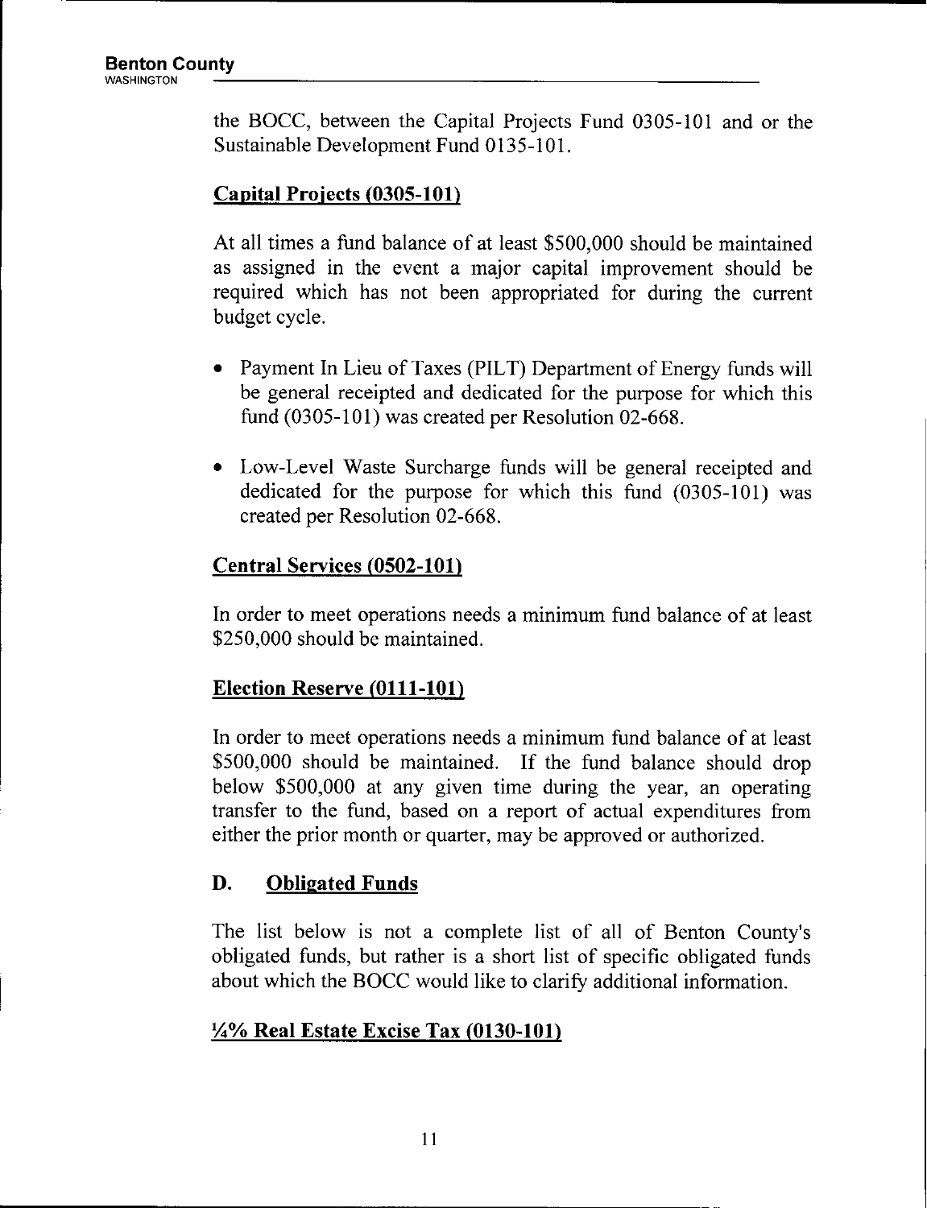the BOCC, between the Capital Projects Fund 0305-101 and or the Sustainable Development Fund 0135-101.

**Capital Projects (0305-101)**

At all times a fund balance of at least $500,000 should be maintained as assigned in the event a major capital improvement should be required which has not been appropriated for during the current budget cycle.

- Payment In Lieu of Taxes (PILT) Department of Energy funds will be general receipted and dedicated for the purpose for which this fund (0305-101) was created per Resolution 02-668.
- Low-Level Waste Surcharge funds will be general receipted and dedicated for the purpose for which this fund (0305-101) was created per Resolution 02-668.

**Central Services (0502-101)**

In order to meet operations needs a minimum fund balance of at least $250,000 should be maintained.

**Election Reserve (0111-101)**

In order to meet operations needs a minimum fund balance of at least $500,000 should be maintained. If the fund balance should drop below $500,000 at any given time during the year, an operating transfer to the fund, based on a report of actual expenditures from either the prior month or quarter, may be approved or authorized.

### D. Obligated Funds

The list below is not a complete list of all of Benton County's obligated funds, but rather is a short list of specific obligated funds about which the BOCC would like to clarify additional information.

**¼% Real Estate Excise Tax (0130-101)**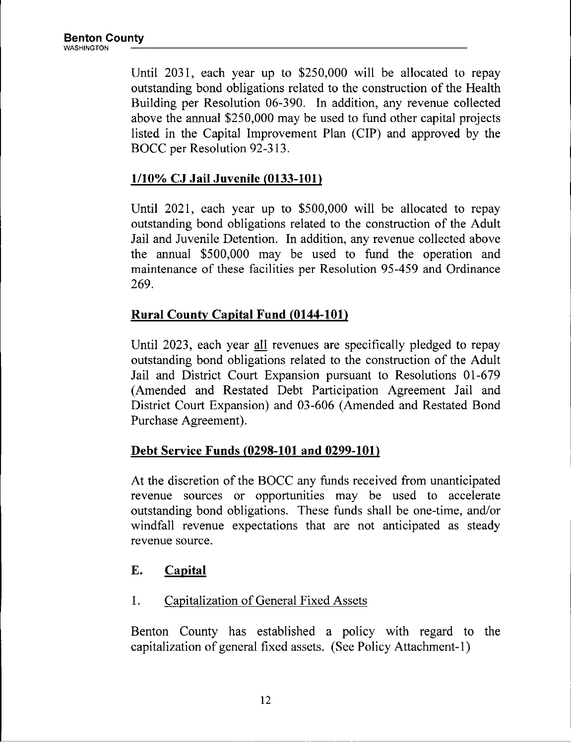Until 2031, each year up to $250,000 will be allocated to repay outstanding bond obligations related to the construction of the Health Building per Resolution 06-390. In addition, any revenue collected above the annual $250,000 may be used to fund other capital projects listed in the Capital Improvement Plan (CIP) and approved by the BOCC per Resolution 92-313.

**1/10% CJ Jail Juvenile (0133-101)**

Until 2021, each year up to $500,000 will be allocated to repay outstanding bond obligations related to the construction of the Adult Jail and Juvenile Detention. In addition, any revenue collected above the annual $500,000 may be used to fund the operation and maintenance of these facilities per Resolution 95-459 and Ordinance 269.

**Rural County Capital Fund (0144-101)**

Until 2023, each year all revenues are specifically pledged to repay outstanding bond obligations related to the construction of the Adult Jail and District Court Expansion pursuant to Resolutions 01-679 (Amended and Restated Debt Participation Agreement Jail and District Court Expansion) and 03-606 (Amended and Restated Bond Purchase Agreement).

**Debt Service Funds (0298-101 and 0299-101)**

At the discretion of the BOCC any funds received from unanticipated revenue sources or opportunities may be used to accelerate outstanding bond obligations. These funds shall be one-time, and/or windfall revenue expectations that are not anticipated as steady revenue source.

## E. Capital

### 1. Capitalization of General Fixed Assets

Benton County has established a policy with regard to the capitalization of general fixed assets. (See Policy Attachment-1)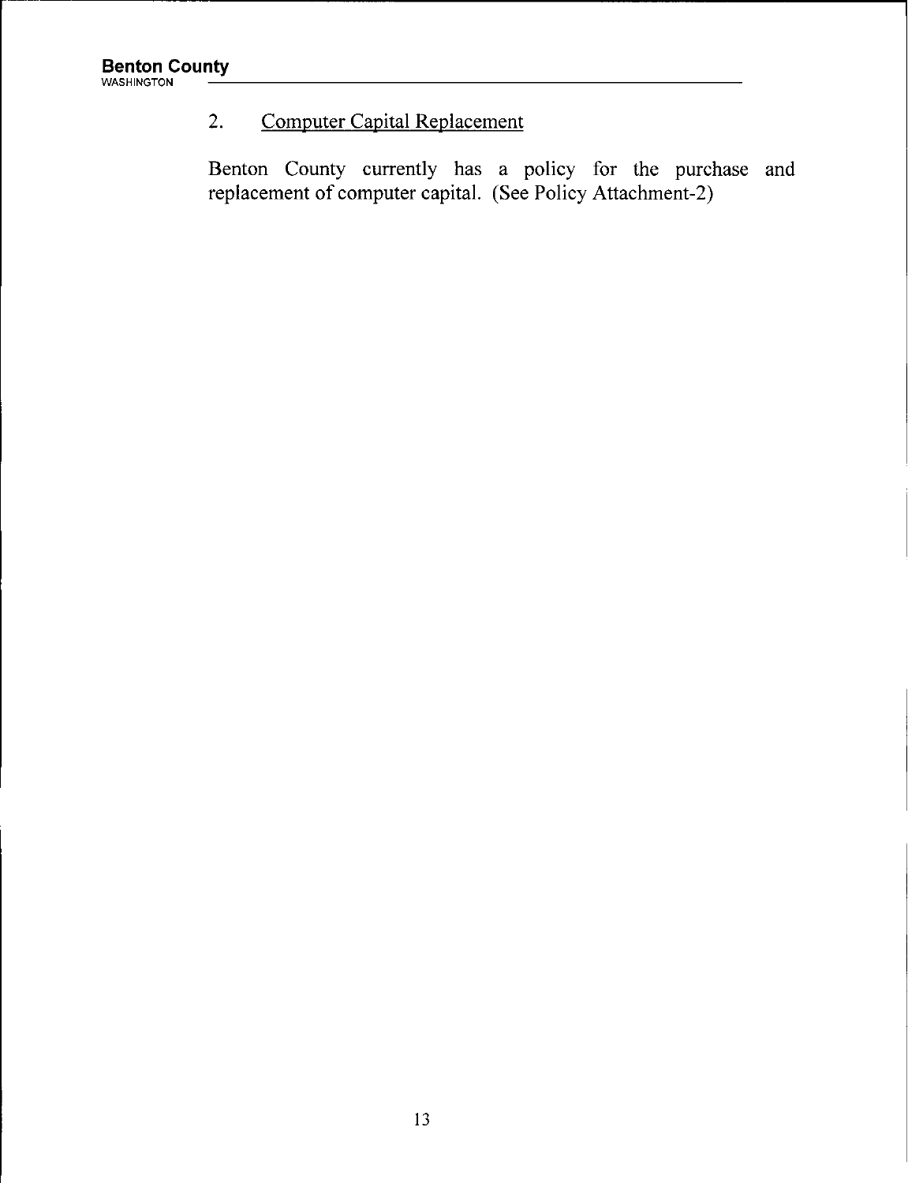## 2. Computer Capital Replacement

Benton County currently has a policy for the purchase and replacement of computer capital. (See Policy Attachment-2)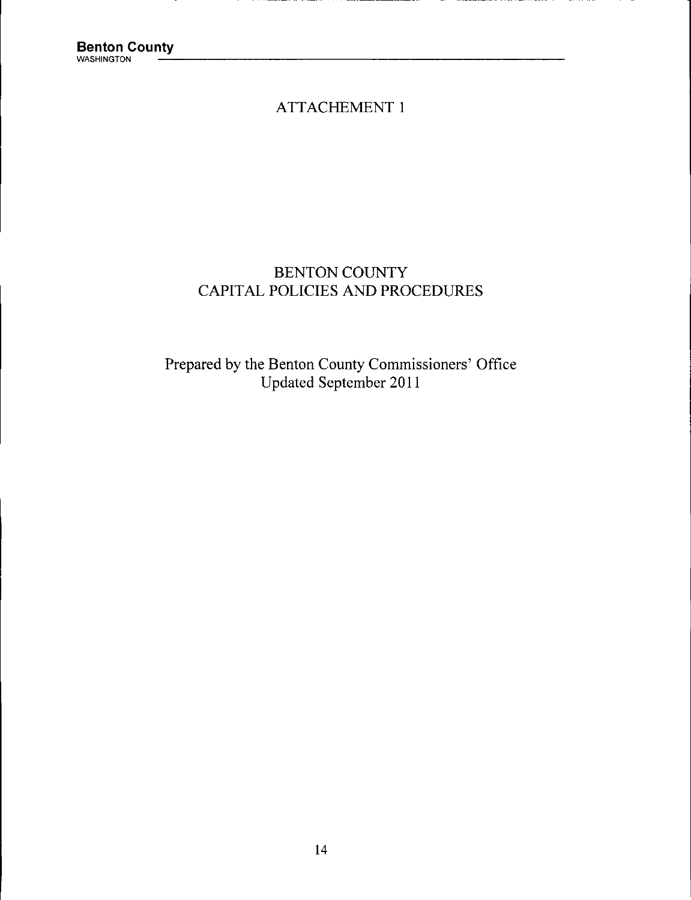ATTACHEMENT 1

# BENTON COUNTY
# CAPITAL POLICIES AND PROCEDURES

Prepared by the Benton County Commissioners' Office
Updated September 2011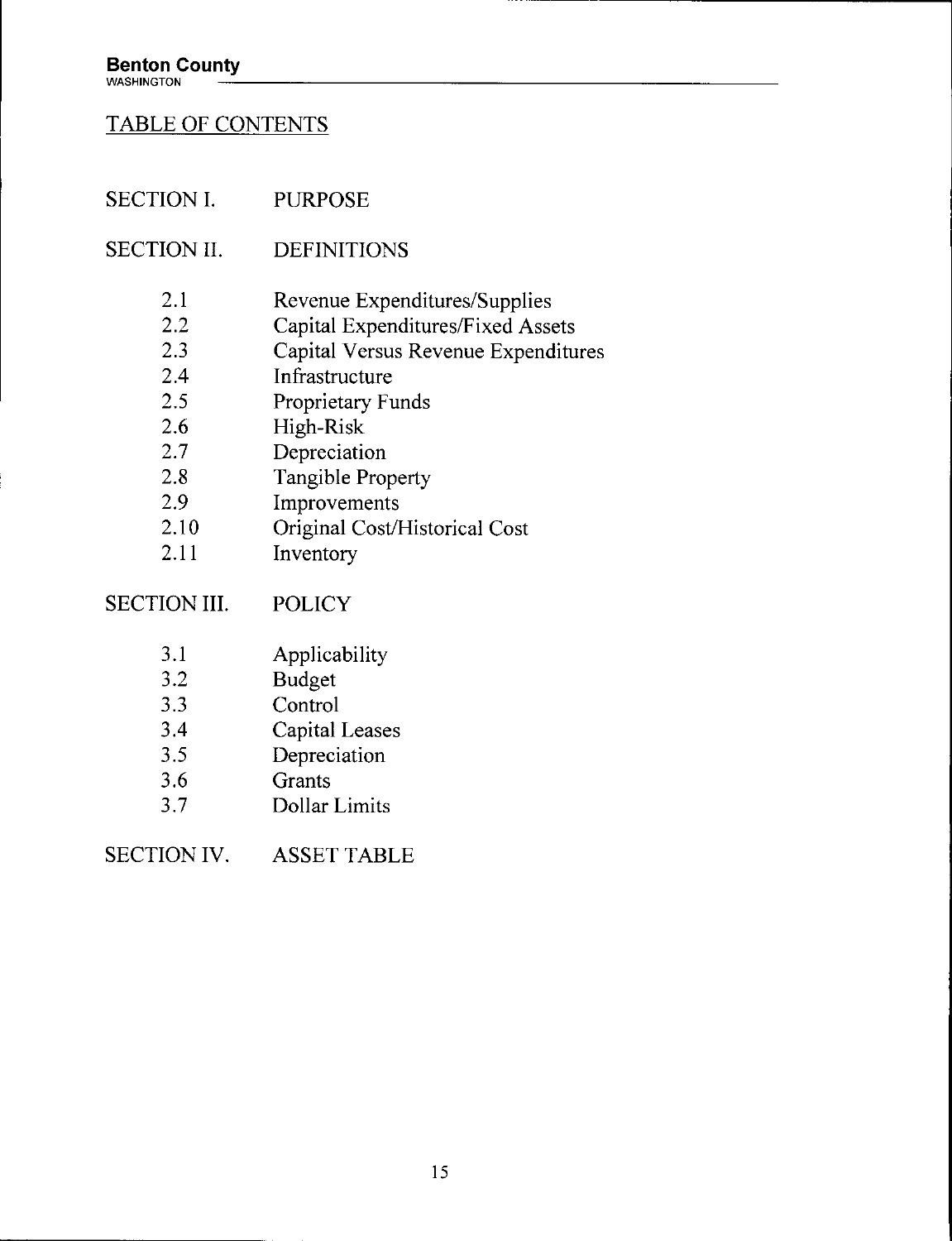**Benton County**
WASHINGTON

## TABLE OF CONTENTS

SECTION I. PURPOSE

SECTION II. DEFINITIONS

- 2.1 Revenue Expenditures/Supplies
- 2.2 Capital Expenditures/Fixed Assets
- 2.3 Capital Versus Revenue Expenditures
- 2.4 Infrastructure
- 2.5 Proprietary Funds
- 2.6 High-Risk
- 2.7 Depreciation
- 2.8 Tangible Property
- 2.9 Improvements
- 2.10 Original Cost/Historical Cost
- 2.11 Inventory

SECTION III. POLICY

- 3.1 Applicability
- 3.2 Budget
- 3.3 Control
- 3.4 Capital Leases
- 3.5 Depreciation
- 3.6 Grants
- 3.7 Dollar Limits

SECTION IV. ASSET TABLE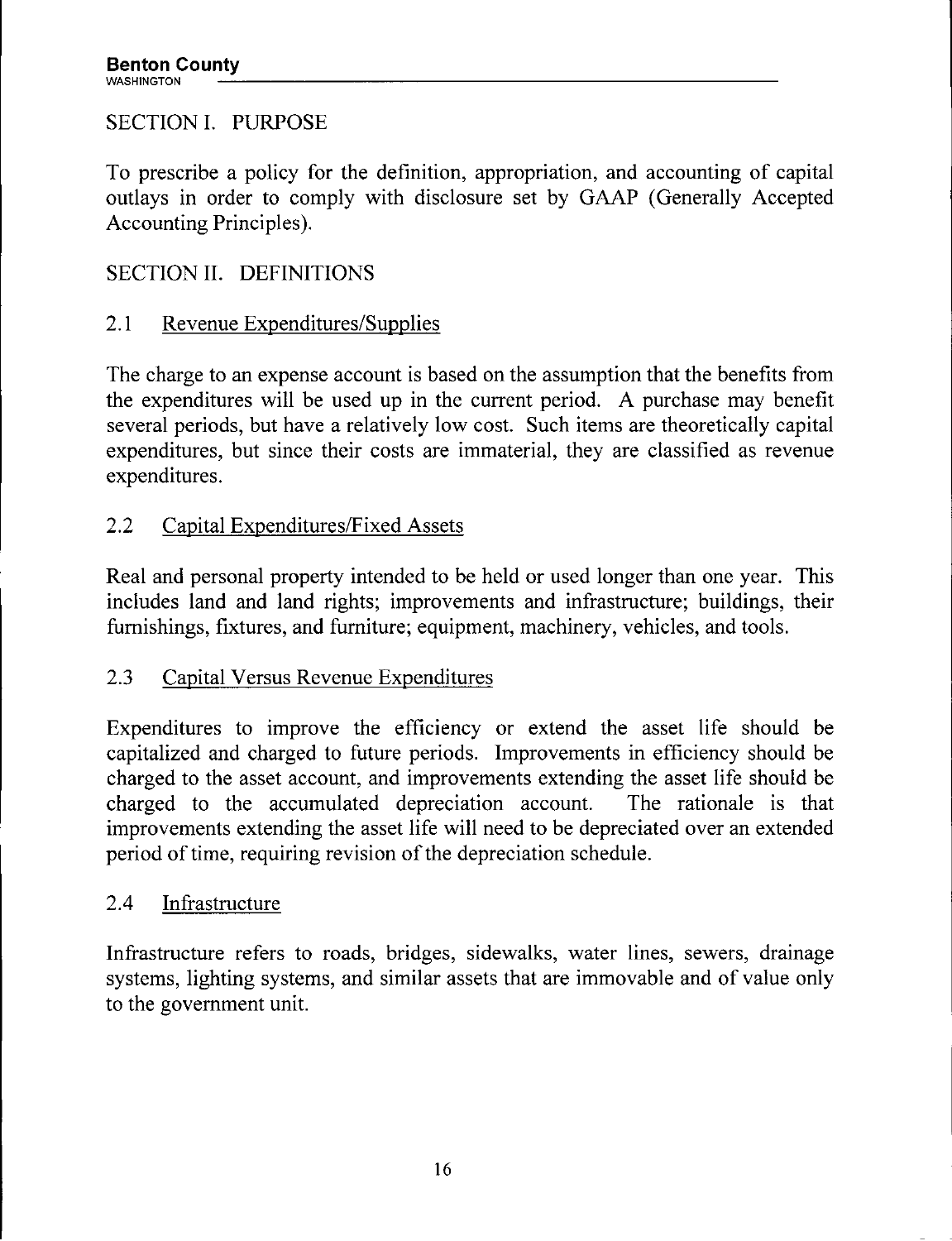## SECTION I. PURPOSE

To prescribe a policy for the definition, appropriation, and accounting of capital outlays in order to comply with disclosure set by GAAP (Generally Accepted Accounting Principles).

## SECTION II. DEFINITIONS

### 2.1 Revenue Expenditures/Supplies

The charge to an expense account is based on the assumption that the benefits from the expenditures will be used up in the current period. A purchase may benefit several periods, but have a relatively low cost. Such items are theoretically capital expenditures, but since their costs are immaterial, they are classified as revenue expenditures.

### 2.2 Capital Expenditures/Fixed Assets

Real and personal property intended to be held or used longer than one year. This includes land and land rights; improvements and infrastructure; buildings, their furnishings, fixtures, and furniture; equipment, machinery, vehicles, and tools.

### 2.3 Capital Versus Revenue Expenditures

Expenditures to improve the efficiency or extend the asset life should be capitalized and charged to future periods. Improvements in efficiency should be charged to the asset account, and improvements extending the asset life should be charged to the accumulated depreciation account. The rationale is that improvements extending the asset life will need to be depreciated over an extended period of time, requiring revision of the depreciation schedule.

### 2.4 Infrastructure

Infrastructure refers to roads, bridges, sidewalks, water lines, sewers, drainage systems, lighting systems, and similar assets that are immovable and of value only to the government unit.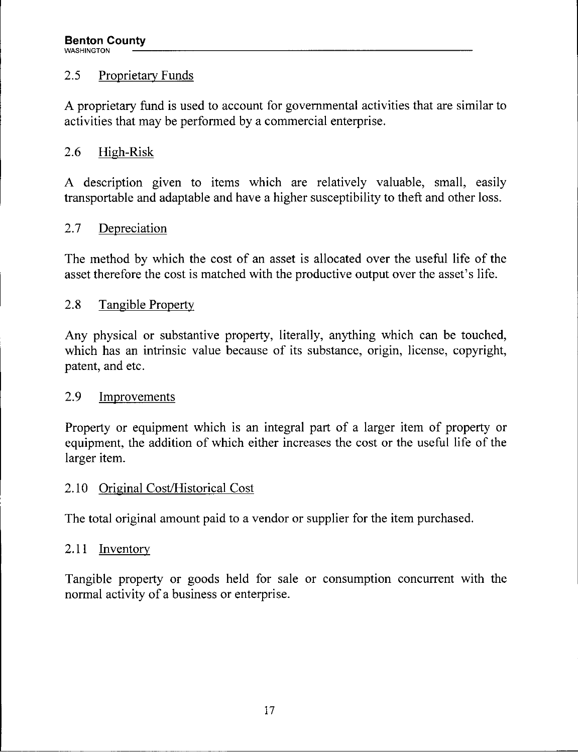## 2.5 Proprietary Funds

A proprietary fund is used to account for governmental activities that are similar to activities that may be performed by a commercial enterprise.

## 2.6 High-Risk

A description given to items which are relatively valuable, small, easily transportable and adaptable and have a higher susceptibility to theft and other loss.

## 2.7 Depreciation

The method by which the cost of an asset is allocated over the useful life of the asset therefore the cost is matched with the productive output over the asset's life.

## 2.8 Tangible Property

Any physical or substantive property, literally, anything which can be touched, which has an intrinsic value because of its substance, origin, license, copyright, patent, and etc.

## 2.9 Improvements

Property or equipment which is an integral part of a larger item of property or equipment, the addition of which either increases the cost or the useful life of the larger item.

## 2.10 Original Cost/Historical Cost

The total original amount paid to a vendor or supplier for the item purchased.

## 2.11 Inventory

Tangible property or goods held for sale or consumption concurrent with the normal activity of a business or enterprise.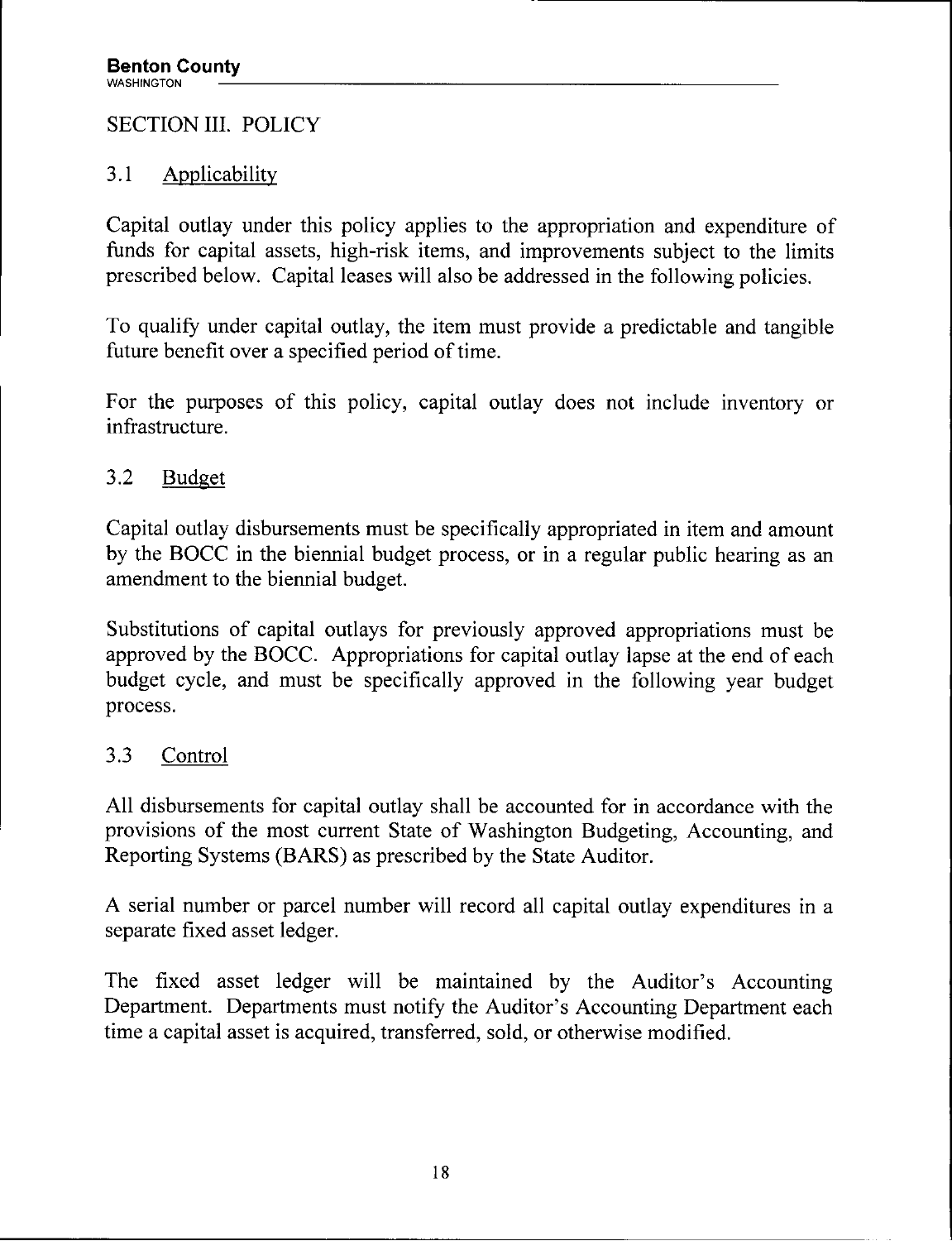## SECTION III. POLICY

### 3.1 Applicability

Capital outlay under this policy applies to the appropriation and expenditure of funds for capital assets, high-risk items, and improvements subject to the limits prescribed below. Capital leases will also be addressed in the following policies.

To qualify under capital outlay, the item must provide a predictable and tangible future benefit over a specified period of time.

For the purposes of this policy, capital outlay does not include inventory or infrastructure.

### 3.2 Budget

Capital outlay disbursements must be specifically appropriated in item and amount by the BOCC in the biennial budget process, or in a regular public hearing as an amendment to the biennial budget.

Substitutions of capital outlays for previously approved appropriations must be approved by the BOCC. Appropriations for capital outlay lapse at the end of each budget cycle, and must be specifically approved in the following year budget process.

### 3.3 Control

All disbursements for capital outlay shall be accounted for in accordance with the provisions of the most current State of Washington Budgeting, Accounting, and Reporting Systems (BARS) as prescribed by the State Auditor.

A serial number or parcel number will record all capital outlay expenditures in a separate fixed asset ledger.

The fixed asset ledger will be maintained by the Auditor's Accounting Department. Departments must notify the Auditor's Accounting Department each time a capital asset is acquired, transferred, sold, or otherwise modified.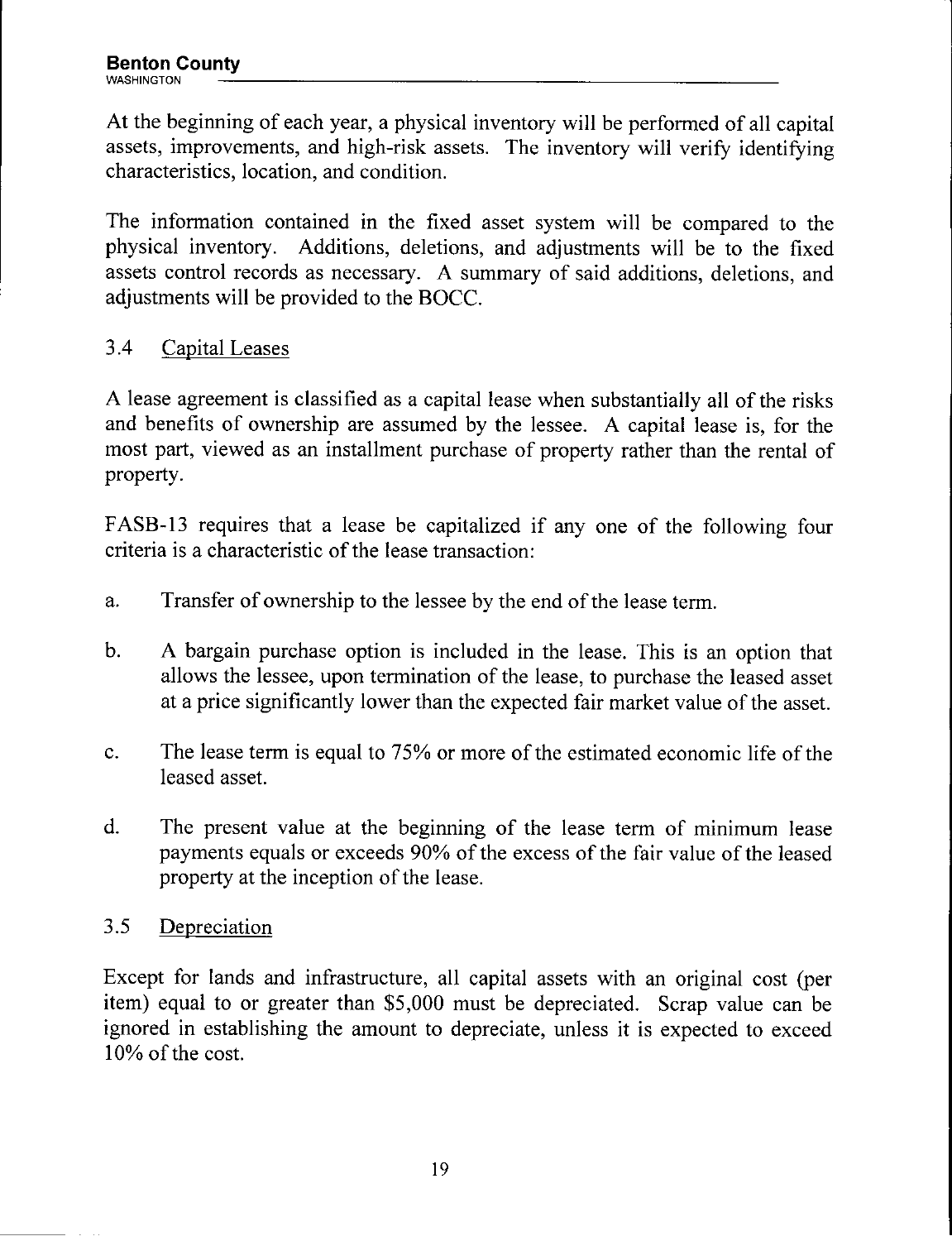At the beginning of each year, a physical inventory will be performed of all capital assets, improvements, and high-risk assets. The inventory will verify identifying characteristics, location, and condition.

The information contained in the fixed asset system will be compared to the physical inventory. Additions, deletions, and adjustments will be to the fixed assets control records as necessary. A summary of said additions, deletions, and adjustments will be provided to the BOCC.

### 3.4 Capital Leases

A lease agreement is classified as a capital lease when substantially all of the risks and benefits of ownership are assumed by the lessee. A capital lease is, for the most part, viewed as an installment purchase of property rather than the rental of property.

FASB-13 requires that a lease be capitalized if any one of the following four criteria is a characteristic of the lease transaction:

a. Transfer of ownership to the lessee by the end of the lease term.

b. A bargain purchase option is included in the lease. This is an option that allows the lessee, upon termination of the lease, to purchase the leased asset at a price significantly lower than the expected fair market value of the asset.

c. The lease term is equal to 75% or more of the estimated economic life of the leased asset.

d. The present value at the beginning of the lease term of minimum lease payments equals or exceeds 90% of the excess of the fair value of the leased property at the inception of the lease.

### 3.5 Depreciation

Except for lands and infrastructure, all capital assets with an original cost (per item) equal to or greater than $5,000 must be depreciated. Scrap value can be ignored in establishing the amount to depreciate, unless it is expected to exceed 10% of the cost.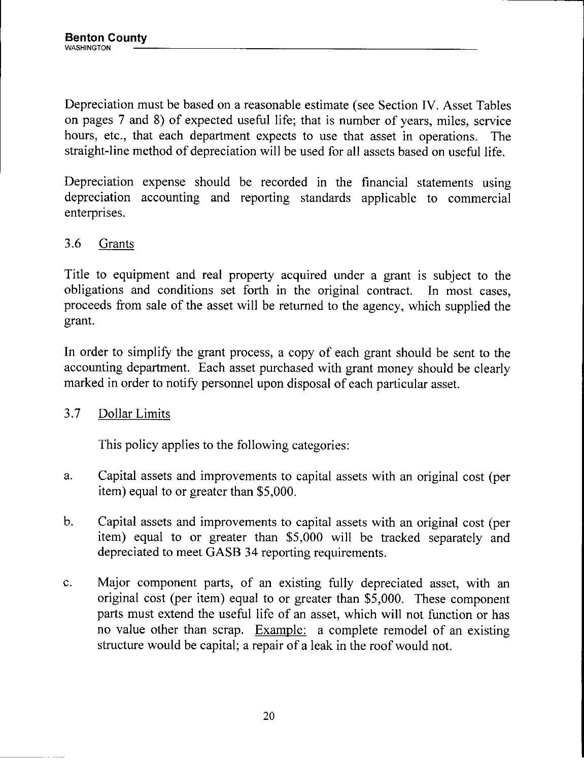Depreciation must be based on a reasonable estimate (see Section IV. Asset Tables on pages 7 and 8) of expected useful life; that is number of years, miles, service hours, etc., that each department expects to use that asset in operations. The straight-line method of depreciation will be used for all assets based on useful life.

Depreciation expense should be recorded in the financial statements using depreciation accounting and reporting standards applicable to commercial enterprises.

### 3.6 Grants

Title to equipment and real property acquired under a grant is subject to the obligations and conditions set forth in the original contract. In most cases, proceeds from sale of the asset will be returned to the agency, which supplied the grant.

In order to simplify the grant process, a copy of each grant should be sent to the accounting department. Each asset purchased with grant money should be clearly marked in order to notify personnel upon disposal of each particular asset.

### 3.7 Dollar Limits

This policy applies to the following categories:

a. Capital assets and improvements to capital assets with an original cost (per item) equal to or greater than $5,000.

b. Capital assets and improvements to capital assets with an original cost (per item) equal to or greater than $5,000 will be tracked separately and depreciated to meet GASB 34 reporting requirements.

c. Major component parts, of an existing fully depreciated asset, with an original cost (per item) equal to or greater than $5,000. These component parts must extend the useful life of an asset, which will not function or has no value other than scrap. Example: a complete remodel of an existing structure would be capital; a repair of a leak in the roof would not.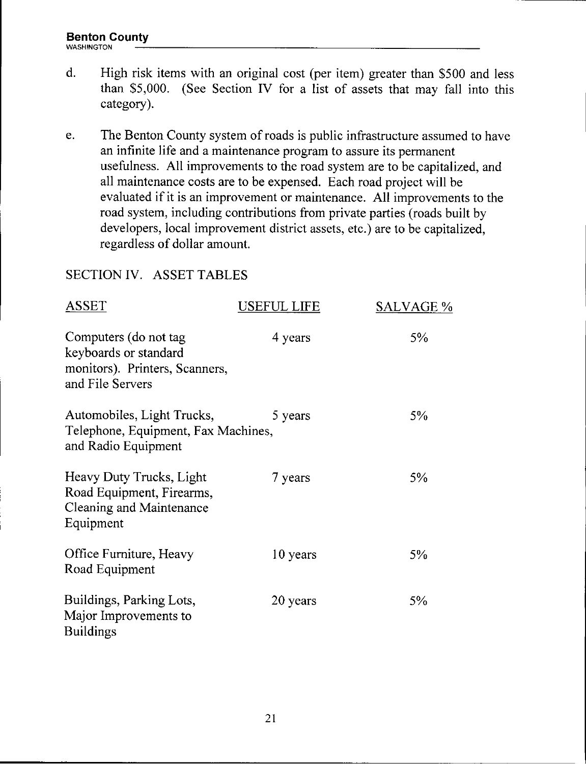d. High risk items with an original cost (per item) greater than $500 and less than $5,000. (See Section IV for a list of assets that may fall into this category).

e. The Benton County system of roads is public infrastructure assumed to have an infinite life and a maintenance program to assure its permanent usefulness. All improvements to the road system are to be capitalized, and all maintenance costs are to be expensed. Each road project will be evaluated if it is an improvement or maintenance. All improvements to the road system, including contributions from private parties (roads built by developers, local improvement district assets, etc.) are to be capitalized, regardless of dollar amount.

## SECTION IV. ASSET TABLES

| ASSET | USEFUL LIFE | SALVAGE % |
|---|---|---|
| Computers (do not tag keyboards or standard monitors). Printers, Scanners, and File Servers | 4 years | 5% |
| Automobiles, Light Trucks, Telephone, Equipment, Fax Machines, and Radio Equipment | 5 years | 5% |
| Heavy Duty Trucks, Light Road Equipment, Firearms, Cleaning and Maintenance Equipment | 7 years | 5% |
| Office Furniture, Heavy Road Equipment | 10 years | 5% |
| Buildings, Parking Lots, Major Improvements to Buildings | 20 years | 5% |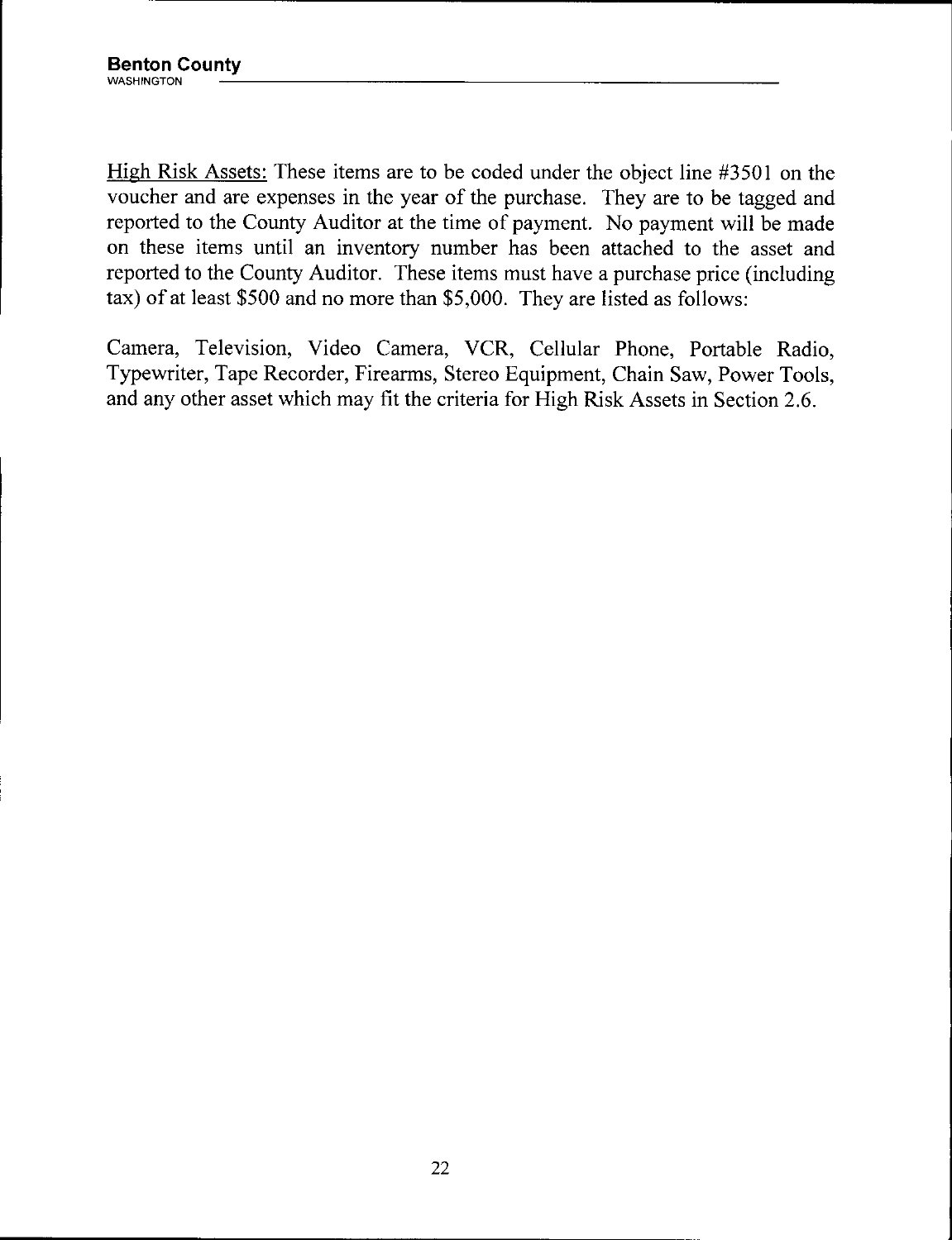High Risk Assets: These items are to be coded under the object line #3501 on the voucher and are expenses in the year of the purchase. They are to be tagged and reported to the County Auditor at the time of payment. No payment will be made on these items until an inventory number has been attached to the asset and reported to the County Auditor. These items must have a purchase price (including tax) of at least $500 and no more than $5,000. They are listed as follows:

Camera, Television, Video Camera, VCR, Cellular Phone, Portable Radio, Typewriter, Tape Recorder, Firearms, Stereo Equipment, Chain Saw, Power Tools, and any other asset which may fit the criteria for High Risk Assets in Section 2.6.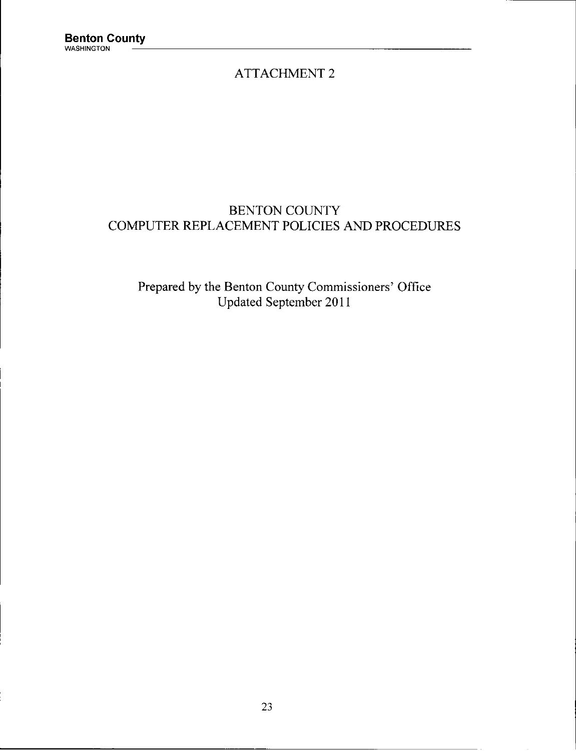Benton County
WASHINGTON

# ATTACHMENT 2

# BENTON COUNTY
# COMPUTER REPLACEMENT POLICIES AND PROCEDURES

Prepared by the Benton County Commissioners' Office
Updated September 2011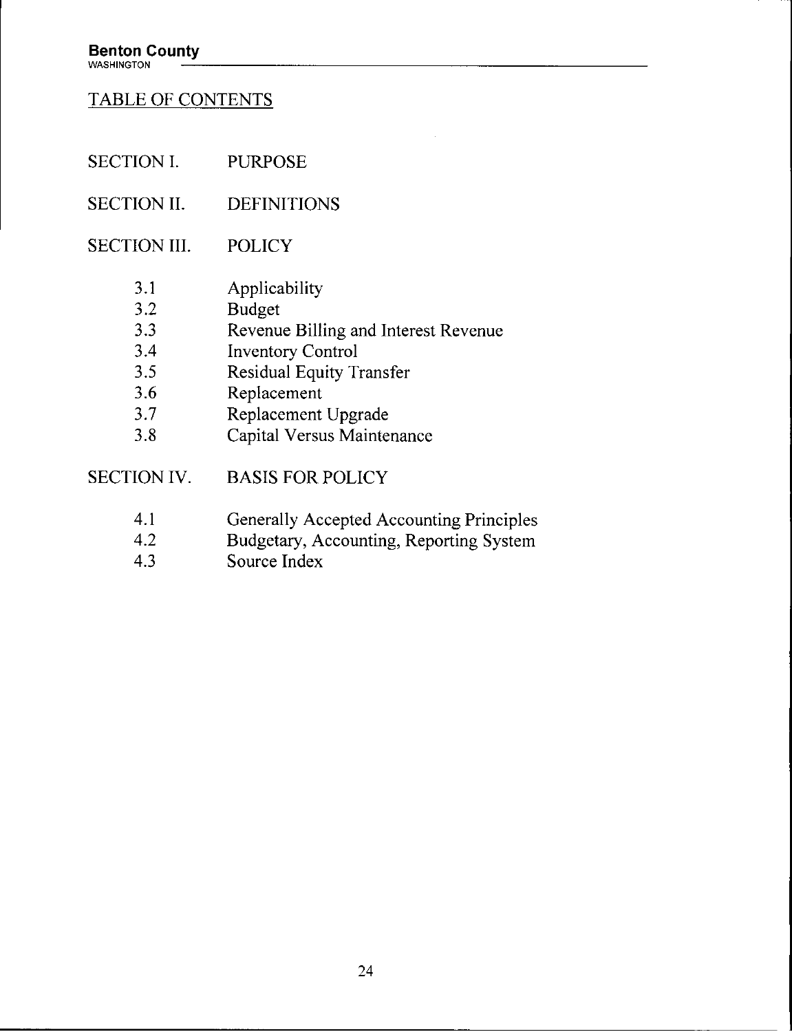Benton County
WASHINGTON

## TABLE OF CONTENTS

SECTION I. PURPOSE

SECTION II. DEFINITIONS

SECTION III. POLICY

- 3.1 Applicability
- 3.2 Budget
- 3.3 Revenue Billing and Interest Revenue
- 3.4 Inventory Control
- 3.5 Residual Equity Transfer
- 3.6 Replacement
- 3.7 Replacement Upgrade
- 3.8 Capital Versus Maintenance

SECTION IV. BASIS FOR POLICY

- 4.1 Generally Accepted Accounting Principles
- 4.2 Budgetary, Accounting, Reporting System
- 4.3 Source Index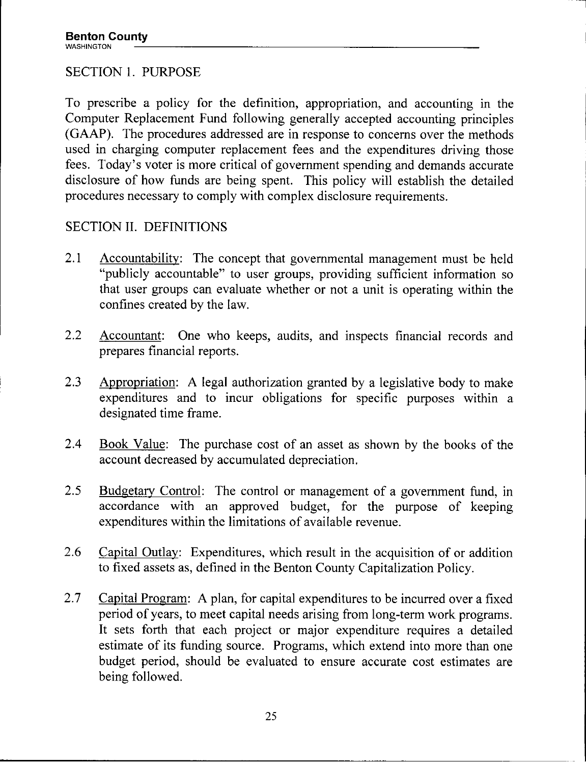## SECTION 1. PURPOSE

To prescribe a policy for the definition, appropriation, and accounting in the Computer Replacement Fund following generally accepted accounting principles (GAAP). The procedures addressed are in response to concerns over the methods used in charging computer replacement fees and the expenditures driving those fees. Today's voter is more critical of government spending and demands accurate disclosure of how funds are being spent. This policy will establish the detailed procedures necessary to comply with complex disclosure requirements.

## SECTION II. DEFINITIONS

2.1 Accountability: The concept that governmental management must be held "publicly accountable" to user groups, providing sufficient information so that user groups can evaluate whether or not a unit is operating within the confines created by the law.

2.2 Accountant: One who keeps, audits, and inspects financial records and prepares financial reports.

2.3 Appropriation: A legal authorization granted by a legislative body to make expenditures and to incur obligations for specific purposes within a designated time frame.

2.4 Book Value: The purchase cost of an asset as shown by the books of the account decreased by accumulated depreciation.

2.5 Budgetary Control: The control or management of a government fund, in accordance with an approved budget, for the purpose of keeping expenditures within the limitations of available revenue.

2.6 Capital Outlay: Expenditures, which result in the acquisition of or addition to fixed assets as, defined in the Benton County Capitalization Policy.

2.7 Capital Program: A plan, for capital expenditures to be incurred over a fixed period of years, to meet capital needs arising from long-term work programs. It sets forth that each project or major expenditure requires a detailed estimate of its funding source. Programs, which extend into more than one budget period, should be evaluated to ensure accurate cost estimates are being followed.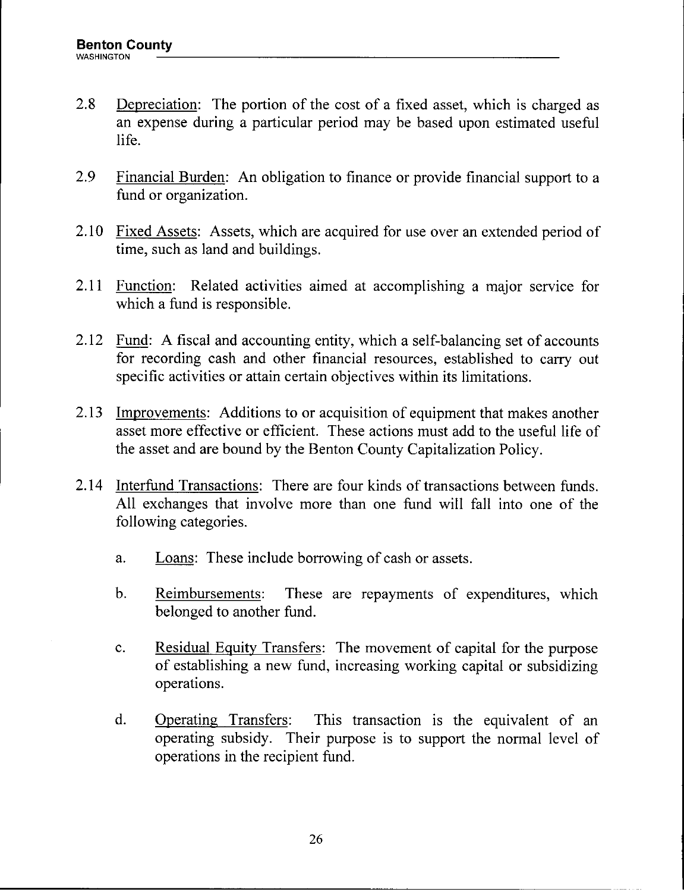2.8 Depreciation: The portion of the cost of a fixed asset, which is charged as an expense during a particular period may be based upon estimated useful life.

2.9 Financial Burden: An obligation to finance or provide financial support to a fund or organization.

2.10 Fixed Assets: Assets, which are acquired for use over an extended period of time, such as land and buildings.

2.11 Function: Related activities aimed at accomplishing a major service for which a fund is responsible.

2.12 Fund: A fiscal and accounting entity, which a self-balancing set of accounts for recording cash and other financial resources, established to carry out specific activities or attain certain objectives within its limitations.

2.13 Improvements: Additions to or acquisition of equipment that makes another asset more effective or efficient. These actions must add to the useful life of the asset and are bound by the Benton County Capitalization Policy.

2.14 Interfund Transactions: There are four kinds of transactions between funds. All exchanges that involve more than one fund will fall into one of the following categories.

a. Loans: These include borrowing of cash or assets.

b. Reimbursements: These are repayments of expenditures, which belonged to another fund.

c. Residual Equity Transfers: The movement of capital for the purpose of establishing a new fund, increasing working capital or subsidizing operations.

d. Operating Transfers: This transaction is the equivalent of an operating subsidy. Their purpose is to support the normal level of operations in the recipient fund.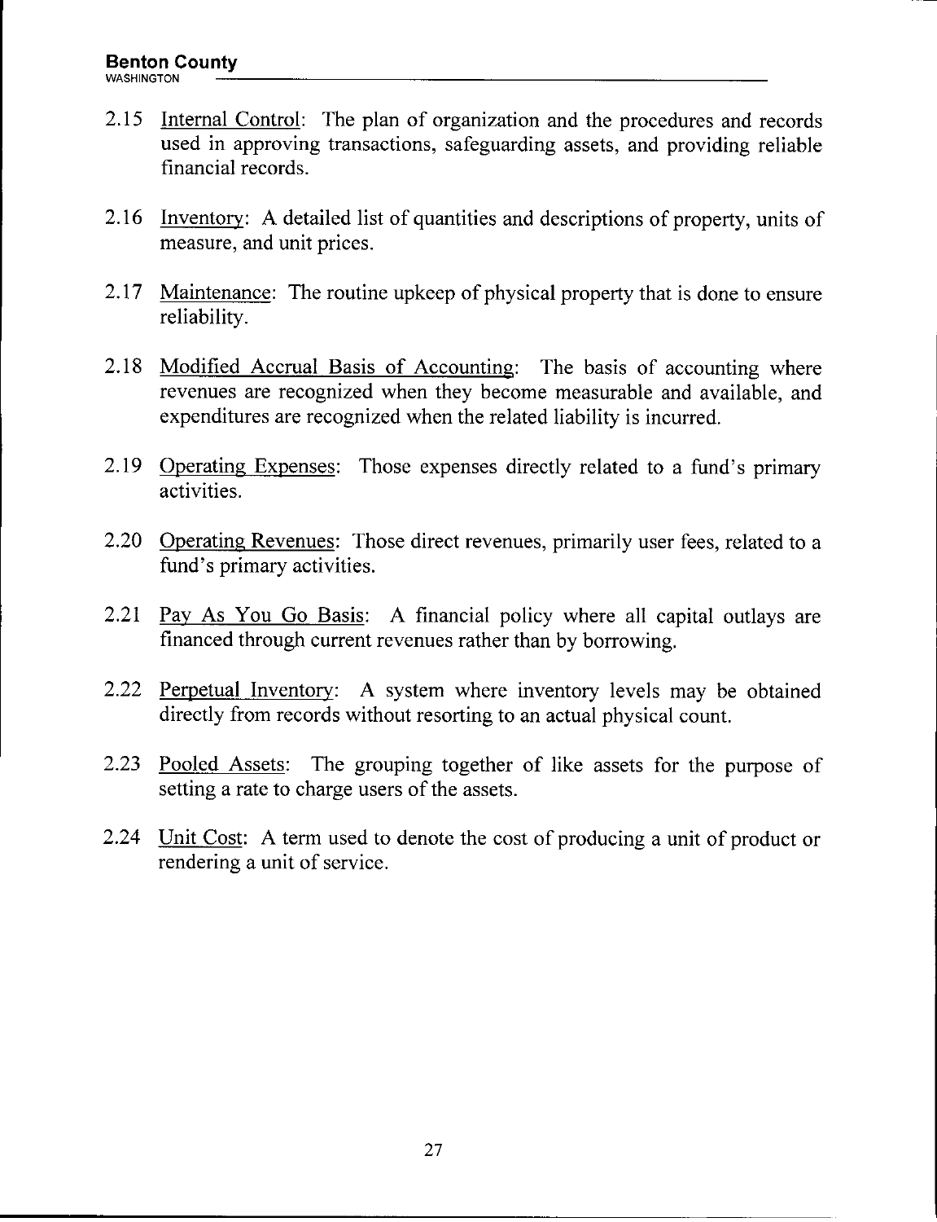2.15 Internal Control: The plan of organization and the procedures and records used in approving transactions, safeguarding assets, and providing reliable financial records.

2.16 Inventory: A detailed list of quantities and descriptions of property, units of measure, and unit prices.

2.17 Maintenance: The routine upkeep of physical property that is done to ensure reliability.

2.18 Modified Accrual Basis of Accounting: The basis of accounting where revenues are recognized when they become measurable and available, and expenditures are recognized when the related liability is incurred.

2.19 Operating Expenses: Those expenses directly related to a fund's primary activities.

2.20 Operating Revenues: Those direct revenues, primarily user fees, related to a fund's primary activities.

2.21 Pay As You Go Basis: A financial policy where all capital outlays are financed through current revenues rather than by borrowing.

2.22 Perpetual Inventory: A system where inventory levels may be obtained directly from records without resorting to an actual physical count.

2.23 Pooled Assets: The grouping together of like assets for the purpose of setting a rate to charge users of the assets.

2.24 Unit Cost: A term used to denote the cost of producing a unit of product or rendering a unit of service.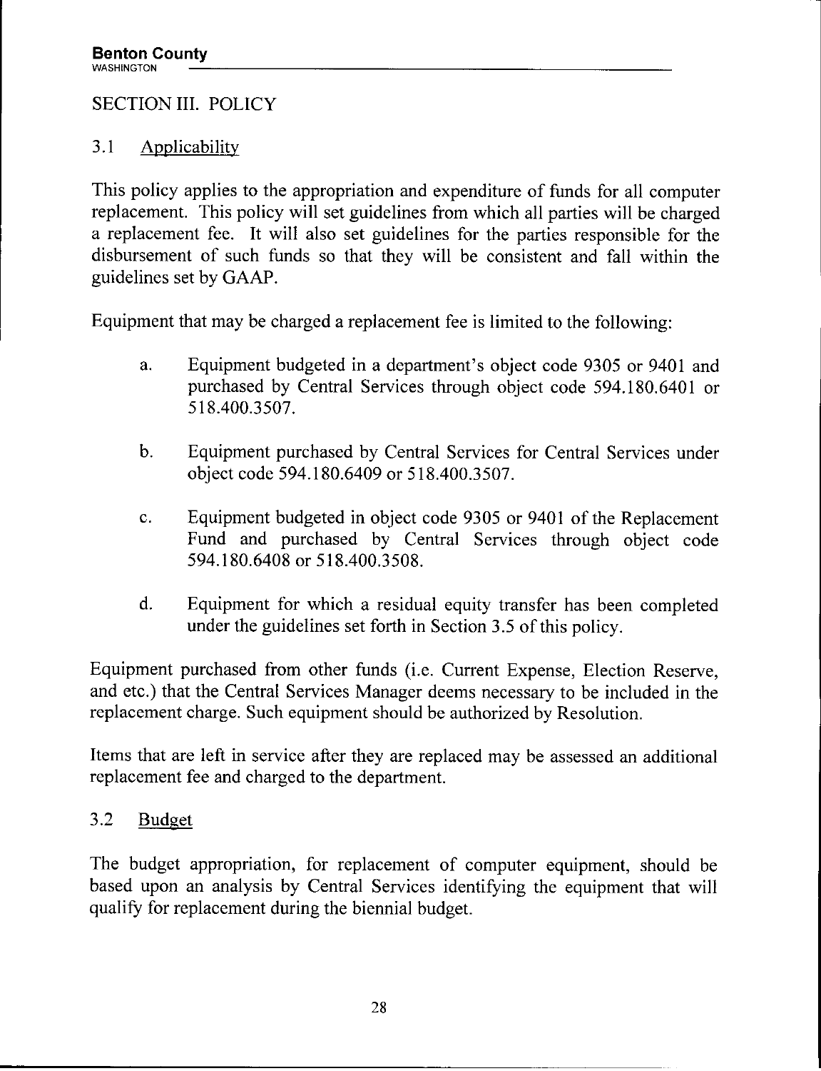## SECTION III. POLICY

### 3.1 Applicability

This policy applies to the appropriation and expenditure of funds for all computer replacement. This policy will set guidelines from which all parties will be charged a replacement fee. It will also set guidelines for the parties responsible for the disbursement of such funds so that they will be consistent and fall within the guidelines set by GAAP.

Equipment that may be charged a replacement fee is limited to the following:

a. Equipment budgeted in a department's object code 9305 or 9401 and purchased by Central Services through object code 594.180.6401 or 518.400.3507.

b. Equipment purchased by Central Services for Central Services under object code 594.180.6409 or 518.400.3507.

c. Equipment budgeted in object code 9305 or 9401 of the Replacement Fund and purchased by Central Services through object code 594.180.6408 or 518.400.3508.

d. Equipment for which a residual equity transfer has been completed under the guidelines set forth in Section 3.5 of this policy.

Equipment purchased from other funds (i.e. Current Expense, Election Reserve, and etc.) that the Central Services Manager deems necessary to be included in the replacement charge. Such equipment should be authorized by Resolution.

Items that are left in service after they are replaced may be assessed an additional replacement fee and charged to the department.

### 3.2 Budget

The budget appropriation, for replacement of computer equipment, should be based upon an analysis by Central Services identifying the equipment that will qualify for replacement during the biennial budget.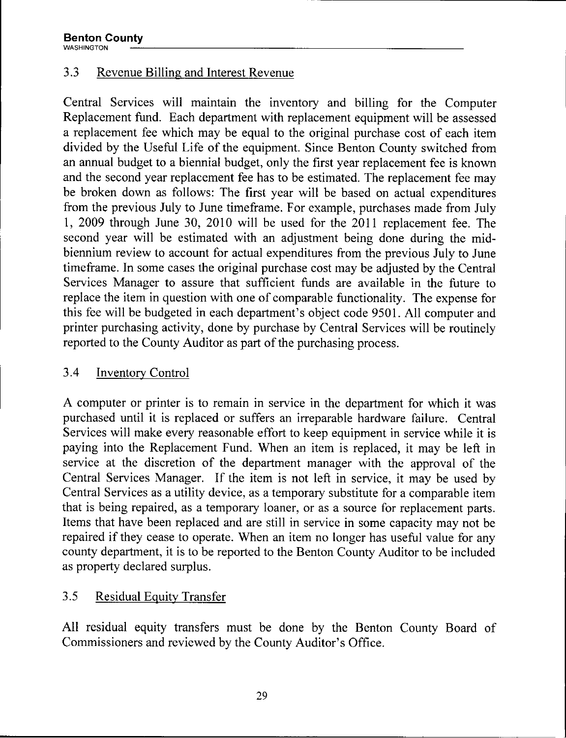### 3.3 Revenue Billing and Interest Revenue

Central Services will maintain the inventory and billing for the Computer Replacement fund. Each department with replacement equipment will be assessed a replacement fee which may be equal to the original purchase cost of each item divided by the Useful Life of the equipment. Since Benton County switched from an annual budget to a biennial budget, only the first year replacement fee is known and the second year replacement fee has to be estimated. The replacement fee may be broken down as follows: The first year will be based on actual expenditures from the previous July to June timeframe. For example, purchases made from July 1, 2009 through June 30, 2010 will be used for the 2011 replacement fee. The second year will be estimated with an adjustment being done during the mid-biennium review to account for actual expenditures from the previous July to June timeframe. In some cases the original purchase cost may be adjusted by the Central Services Manager to assure that sufficient funds are available in the future to replace the item in question with one of comparable functionality. The expense for this fee will be budgeted in each department's object code 9501. All computer and printer purchasing activity, done by purchase by Central Services will be routinely reported to the County Auditor as part of the purchasing process.

### 3.4 Inventory Control

A computer or printer is to remain in service in the department for which it was purchased until it is replaced or suffers an irreparable hardware failure. Central Services will make every reasonable effort to keep equipment in service while it is paying into the Replacement Fund. When an item is replaced, it may be left in service at the discretion of the department manager with the approval of the Central Services Manager. If the item is not left in service, it may be used by Central Services as a utility device, as a temporary substitute for a comparable item that is being repaired, as a temporary loaner, or as a source for replacement parts. Items that have been replaced and are still in service in some capacity may not be repaired if they cease to operate. When an item no longer has useful value for any county department, it is to be reported to the Benton County Auditor to be included as property declared surplus.

### 3.5 Residual Equity Transfer

All residual equity transfers must be done by the Benton County Board of Commissioners and reviewed by the County Auditor's Office.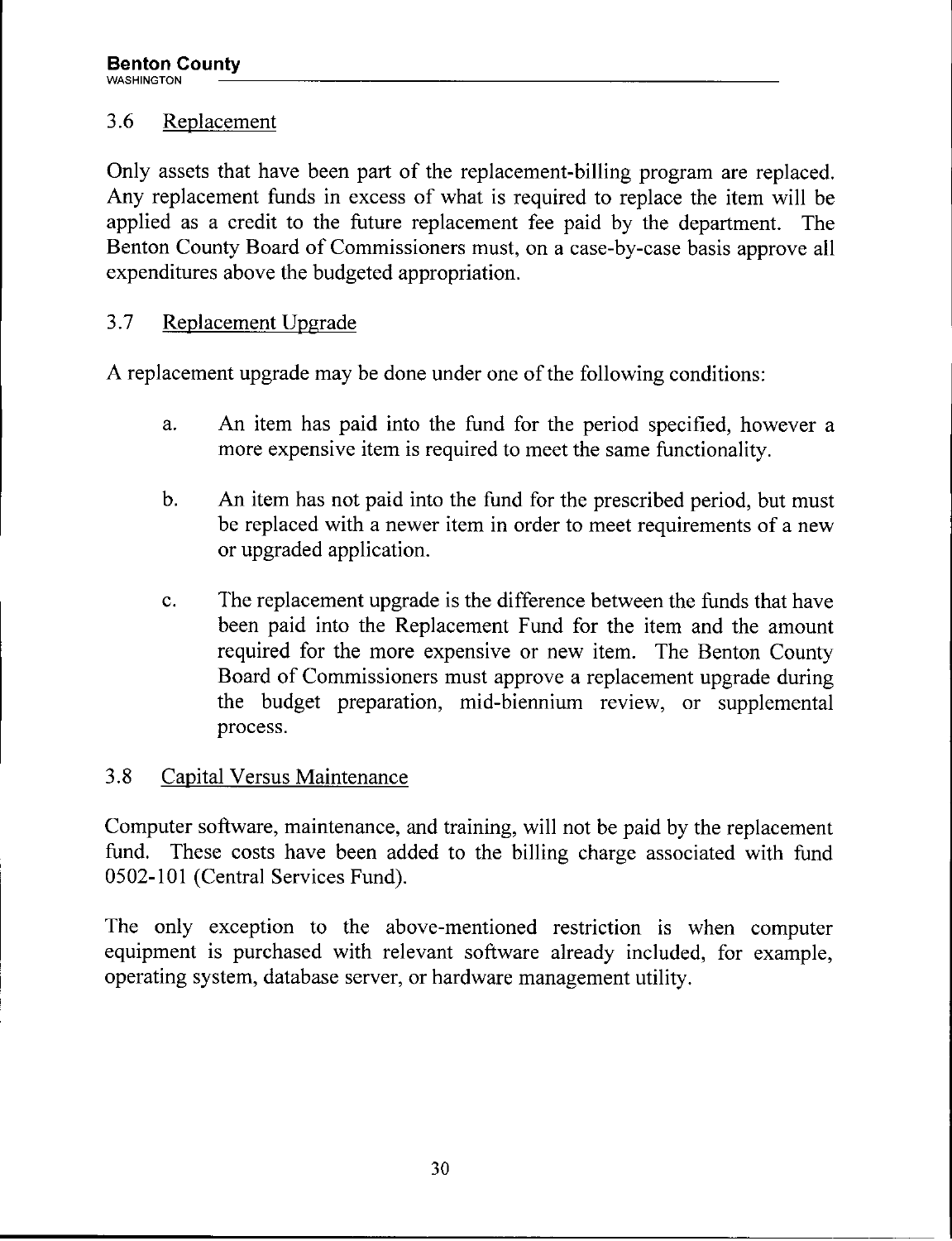## 3.6 Replacement

Only assets that have been part of the replacement-billing program are replaced. Any replacement funds in excess of what is required to replace the item will be applied as a credit to the future replacement fee paid by the department. The Benton County Board of Commissioners must, on a case-by-case basis approve all expenditures above the budgeted appropriation.

## 3.7 Replacement Upgrade

A replacement upgrade may be done under one of the following conditions:

a. An item has paid into the fund for the period specified, however a more expensive item is required to meet the same functionality.

b. An item has not paid into the fund for the prescribed period, but must be replaced with a newer item in order to meet requirements of a new or upgraded application.

c. The replacement upgrade is the difference between the funds that have been paid into the Replacement Fund for the item and the amount required for the more expensive or new item. The Benton County Board of Commissioners must approve a replacement upgrade during the budget preparation, mid-biennium review, or supplemental process.

## 3.8 Capital Versus Maintenance

Computer software, maintenance, and training, will not be paid by the replacement fund. These costs have been added to the billing charge associated with fund 0502-101 (Central Services Fund).

The only exception to the above-mentioned restriction is when computer equipment is purchased with relevant software already included, for example, operating system, database server, or hardware management utility.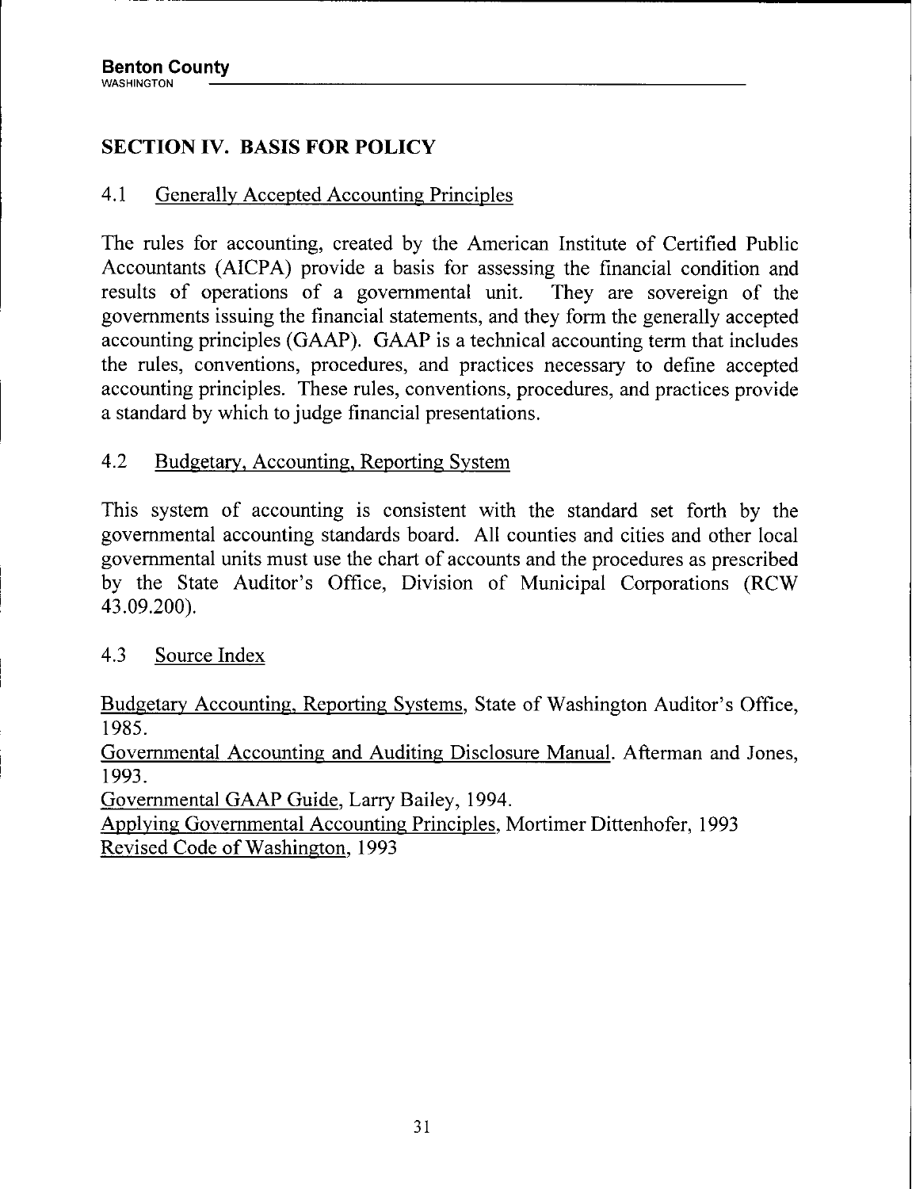## SECTION IV. BASIS FOR POLICY

### 4.1 Generally Accepted Accounting Principles

The rules for accounting, created by the American Institute of Certified Public Accountants (AICPA) provide a basis for assessing the financial condition and results of operations of a governmental unit. They are sovereign of the governments issuing the financial statements, and they form the generally accepted accounting principles (GAAP). GAAP is a technical accounting term that includes the rules, conventions, procedures, and practices necessary to define accepted accounting principles. These rules, conventions, procedures, and practices provide a standard by which to judge financial presentations.

### 4.2 Budgetary, Accounting, Reporting System

This system of accounting is consistent with the standard set forth by the governmental accounting standards board. All counties and cities and other local governmental units must use the chart of accounts and the procedures as prescribed by the State Auditor's Office, Division of Municipal Corporations (RCW 43.09.200).

### 4.3 Source Index

Budgetary Accounting, Reporting Systems, State of Washington Auditor's Office, 1985.
Governmental Accounting and Auditing Disclosure Manual. Afterman and Jones, 1993.
Governmental GAAP Guide, Larry Bailey, 1994.
Applying Governmental Accounting Principles, Mortimer Dittenhofer, 1993
Revised Code of Washington, 1993